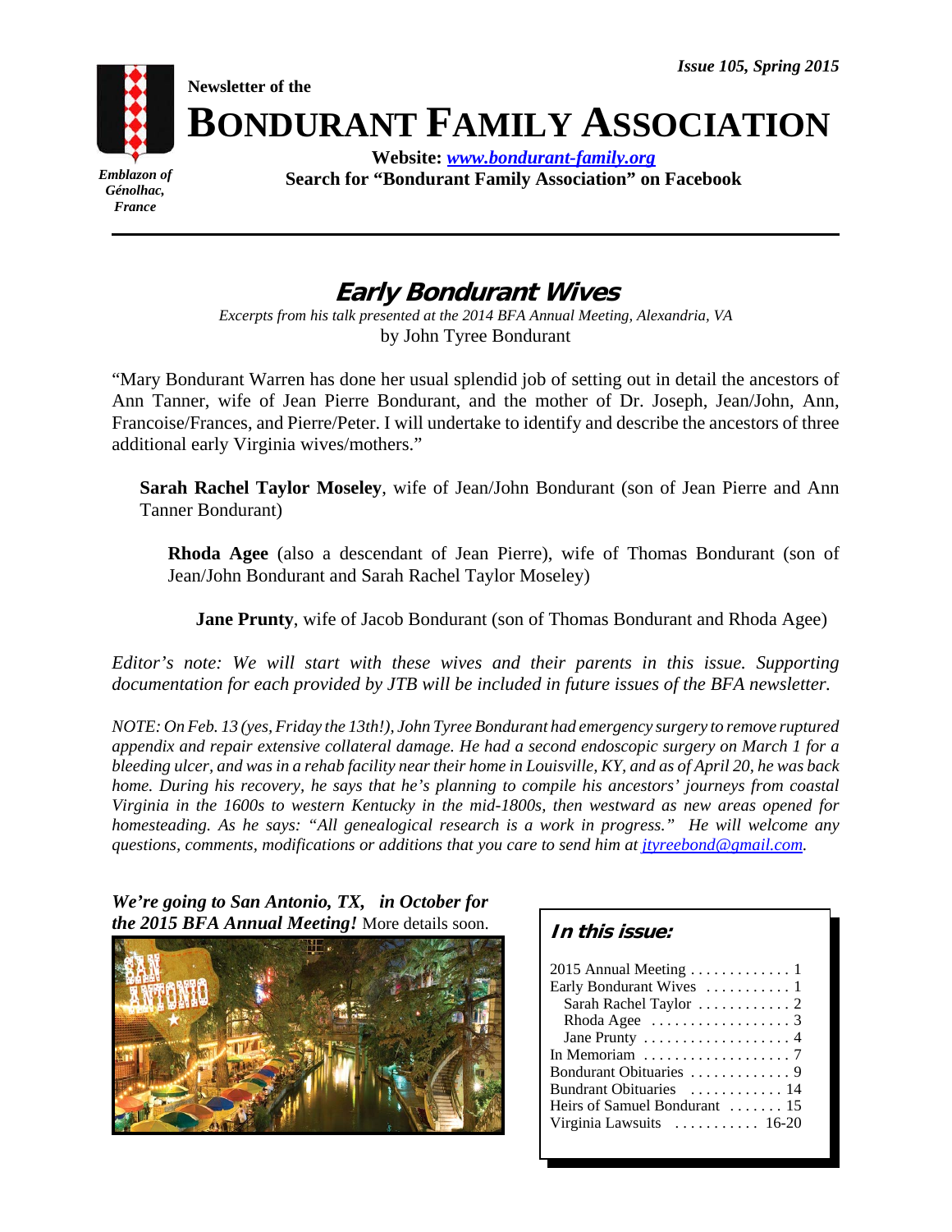*Issue 105, Spring 2015*

**Newsletter of the**

# BONDURANT FAMILY ASSOCIATION

**Website: *www.bondurant-family.org***
**Search for "Bondurant Family Association" on Facebook**

*Emblazon of Génolhac, France*

## *Early Bondurant Wives*

*Excerpts from his talk presented at the 2014 BFA Annual Meeting, Alexandria, VA*
by John Tyree Bondurant

"Mary Bondurant Warren has done her usual splendid job of setting out in detail the ancestors of Ann Tanner, wife of Jean Pierre Bondurant, and the mother of Dr. Joseph, Jean/John, Ann, Francoise/Frances, and Pierre/Peter. I will undertake to identify and describe the ancestors of three additional early Virginia wives/mothers."

**Sarah Rachel Taylor Moseley**, wife of Jean/John Bondurant (son of Jean Pierre and Ann Tanner Bondurant)

**Rhoda Agee** (also a descendant of Jean Pierre), wife of Thomas Bondurant (son of Jean/John Bondurant and Sarah Rachel Taylor Moseley)

**Jane Prunty**, wife of Jacob Bondurant (son of Thomas Bondurant and Rhoda Agee)

*Editor's note: We will start with these wives and their parents in this issue. Supporting documentation for each provided by JTB will be included in future issues of the BFA newsletter.*

*NOTE: On Feb. 13 (yes, Friday the 13th!), John Tyree Bondurant had emergency surgery to remove ruptured appendix and repair extensive collateral damage. He had a second endoscopic surgery on March 1 for a bleeding ulcer, and was in a rehab facility near their home in Louisville, KY, and as of April 20, he was back home. During his recovery, he says that he's planning to compile his ancestors' journeys from coastal Virginia in the 1600s to western Kentucky in the mid-1800s, then westward as new areas opened for homesteading. As he says: "All genealogical research is a work in progress." He will welcome any questions, comments, modifications or additions that you care to send him at jtyreebond@gmail.com.*

***We're going to San Antonio, TX, in October for the 2015 BFA Annual Meeting!*** More details soon.

### *In this issue:*

| | |
|---|---|
| 2015 Annual Meeting | 1 |
| Early Bondurant Wives | 1 |
| Sarah Rachel Taylor | 2 |
| Rhoda Agee | 3 |
| Jane Prunty | 4 |
| In Memoriam | 7 |
| Bondurant Obituaries | 9 |
| Bundrant Obituaries | 14 |
| Heirs of Samuel Bondurant | 15 |
| Virginia Lawsuits | 16-20 |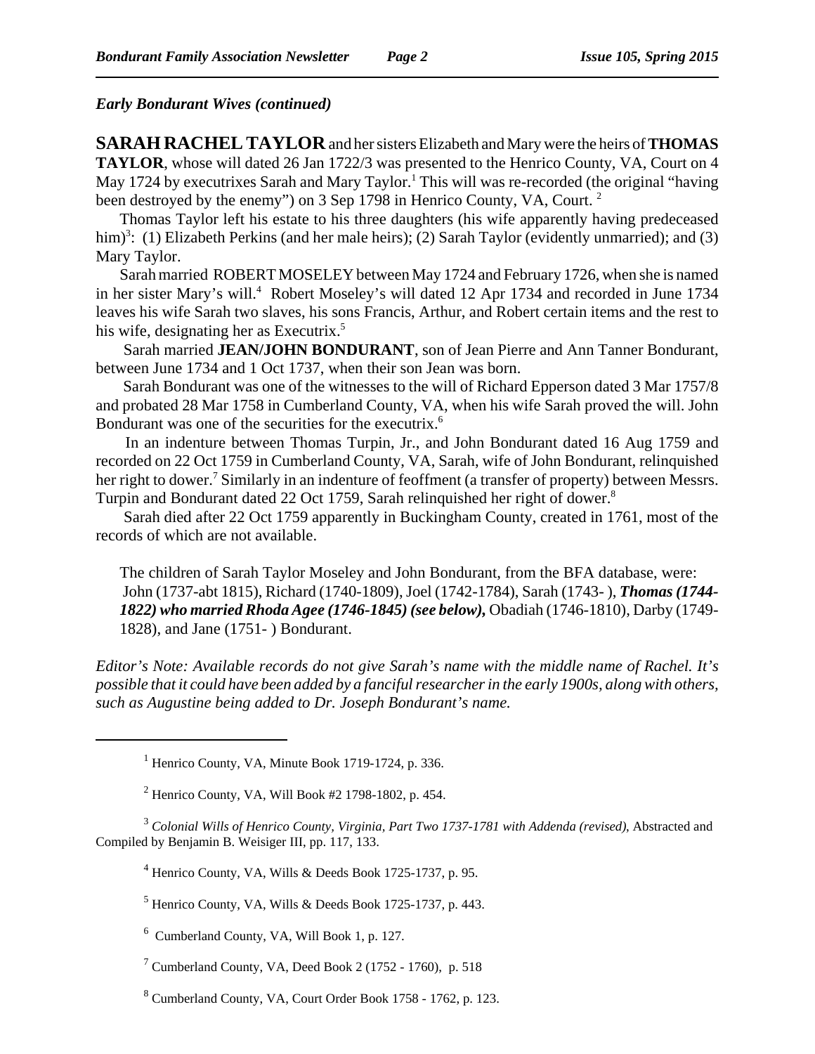*Early Bondurant Wives (continued)*

**SARAH RACHEL TAYLOR** and her sisters Elizabeth and Mary were the heirs of **THOMAS TAYLOR**, whose will dated 26 Jan 1722/3 was presented to the Henrico County, VA, Court on 4 May 1724 by executrixes Sarah and Mary Taylor.[1] This will was re-recorded (the original "having been destroyed by the enemy") on 3 Sep 1798 in Henrico County, VA, Court. [2]

Thomas Taylor left his estate to his three daughters (his wife apparently having predeceased him)[3]: (1) Elizabeth Perkins (and her male heirs); (2) Sarah Taylor (evidently unmarried); and (3) Mary Taylor.

Sarah married ROBERT MOSELEY between May 1724 and February 1726, when she is named in her sister Mary's will.[4] Robert Moseley's will dated 12 Apr 1734 and recorded in June 1734 leaves his wife Sarah two slaves, his sons Francis, Arthur, and Robert certain items and the rest to his wife, designating her as Executrix.[5]

Sarah married **JEAN/JOHN BONDURANT**, son of Jean Pierre and Ann Tanner Bondurant, between June 1734 and 1 Oct 1737, when their son Jean was born.

Sarah Bondurant was one of the witnesses to the will of Richard Epperson dated 3 Mar 1757/8 and probated 28 Mar 1758 in Cumberland County, VA, when his wife Sarah proved the will. John Bondurant was one of the securities for the executrix.[6]

In an indenture between Thomas Turpin, Jr., and John Bondurant dated 16 Aug 1759 and recorded on 22 Oct 1759 in Cumberland County, VA, Sarah, wife of John Bondurant, relinquished her right to dower.[7] Similarly in an indenture of feoffment (a transfer of property) between Messrs. Turpin and Bondurant dated 22 Oct 1759, Sarah relinquished her right of dower.[8]

Sarah died after 22 Oct 1759 apparently in Buckingham County, created in 1761, most of the records of which are not available.

The children of Sarah Taylor Moseley and John Bondurant, from the BFA database, were:
John (1737-abt 1815), Richard (1740-1809), Joel (1742-1784), Sarah (1743- ), ***Thomas (1744-1822) who married Rhoda Agee (1746-1845) (see below),*** Obadiah (1746-1810), Darby (1749-1828), and Jane (1751- ) Bondurant.

*Editor's Note: Available records do not give Sarah's name with the middle name of Rachel. It's possible that it could have been added by a fanciful researcher in the early 1900s, along with others, such as Augustine being added to Dr. Joseph Bondurant's name.*

---

[1] Henrico County, VA, Minute Book 1719-1724, p. 336.

[2] Henrico County, VA, Will Book #2 1798-1802, p. 454.

[3] *Colonial Wills of Henrico County, Virginia, Part Two 1737-1781 with Addenda (revised)*, Abstracted and Compiled by Benjamin B. Weisiger III, pp. 117, 133.

[4] Henrico County, VA, Wills & Deeds Book 1725-1737, p. 95.

[5] Henrico County, VA, Wills & Deeds Book 1725-1737, p. 443.

[6] Cumberland County, VA, Will Book 1, p. 127.

[7] Cumberland County, VA, Deed Book 2 (1752 - 1760), p. 518

[8] Cumberland County, VA, Court Order Book 1758 - 1762, p. 123.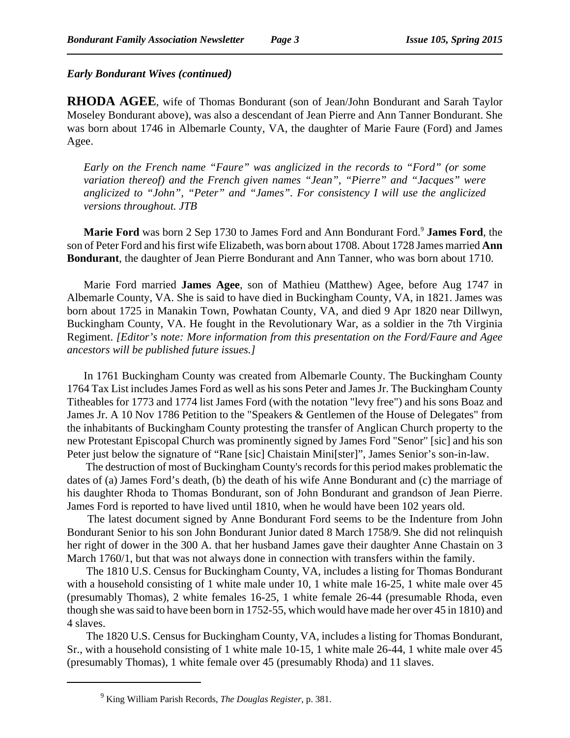*Early Bondurant Wives (continued)*

**RHODA AGEE**, wife of Thomas Bondurant (son of Jean/John Bondurant and Sarah Taylor Moseley Bondurant above), was also a descendant of Jean Pierre and Ann Tanner Bondurant. She was born about 1746 in Albemarle County, VA, the daughter of Marie Faure (Ford) and James Agee.

> *Early on the French name "Faure" was anglicized in the records to "Ford" (or some variation thereof) and the French given names "Jean", "Pierre" and "Jacques" were anglicized to "John", "Peter" and "James". For consistency I will use the anglicized versions throughout. JTB*

**Marie Ford** was born 2 Sep 1730 to James Ford and Ann Bondurant Ford.[9] **James Ford**, the son of Peter Ford and his first wife Elizabeth, was born about 1708. About 1728 James married **Ann Bondurant**, the daughter of Jean Pierre Bondurant and Ann Tanner, who was born about 1710.

Marie Ford married **James Agee**, son of Mathieu (Matthew) Agee, before Aug 1747 in Albemarle County, VA. She is said to have died in Buckingham County, VA, in 1821. James was born about 1725 in Manakin Town, Powhatan County, VA, and died 9 Apr 1820 near Dillwyn, Buckingham County, VA. He fought in the Revolutionary War, as a soldier in the 7th Virginia Regiment. *[Editor's note: More information from this presentation on the Ford/Faure and Agee ancestors will be published future issues.]*

In 1761 Buckingham County was created from Albemarle County. The Buckingham County 1764 Tax List includes James Ford as well as his sons Peter and James Jr. The Buckingham County Titheables for 1773 and 1774 list James Ford (with the notation "levy free") and his sons Boaz and James Jr. A 10 Nov 1786 Petition to the "Speakers & Gentlemen of the House of Delegates" from the inhabitants of Buckingham County protesting the transfer of Anglican Church property to the new Protestant Episcopal Church was prominently signed by James Ford "Senor" [sic] and his son Peter just below the signature of "Rane [sic] Chaistain Mini[ster]", James Senior's son-in-law.

The destruction of most of Buckingham County's records for this period makes problematic the dates of (a) James Ford's death, (b) the death of his wife Anne Bondurant and (c) the marriage of his daughter Rhoda to Thomas Bondurant, son of John Bondurant and grandson of Jean Pierre. James Ford is reported to have lived until 1810, when he would have been 102 years old.

The latest document signed by Anne Bondurant Ford seems to be the Indenture from John Bondurant Senior to his son John Bondurant Junior dated 8 March 1758/9. She did not relinquish her right of dower in the 300 A. that her husband James gave their daughter Anne Chastain on 3 March 1760/1, but that was not always done in connection with transfers within the family.

The 1810 U.S. Census for Buckingham County, VA, includes a listing for Thomas Bondurant with a household consisting of 1 white male under 10, 1 white male 16-25, 1 white male over 45 (presumably Thomas), 2 white females 16-25, 1 white female 26-44 (presumable Rhoda, even though she was said to have been born in 1752-55, which would have made her over 45 in 1810) and 4 slaves.

The 1820 U.S. Census for Buckingham County, VA, includes a listing for Thomas Bondurant, Sr., with a household consisting of 1 white male 10-15, 1 white male 26-44, 1 white male over 45 (presumably Thomas), 1 white female over 45 (presumably Rhoda) and 11 slaves.

---

[9] King William Parish Records, *The Douglas Register*, p. 381.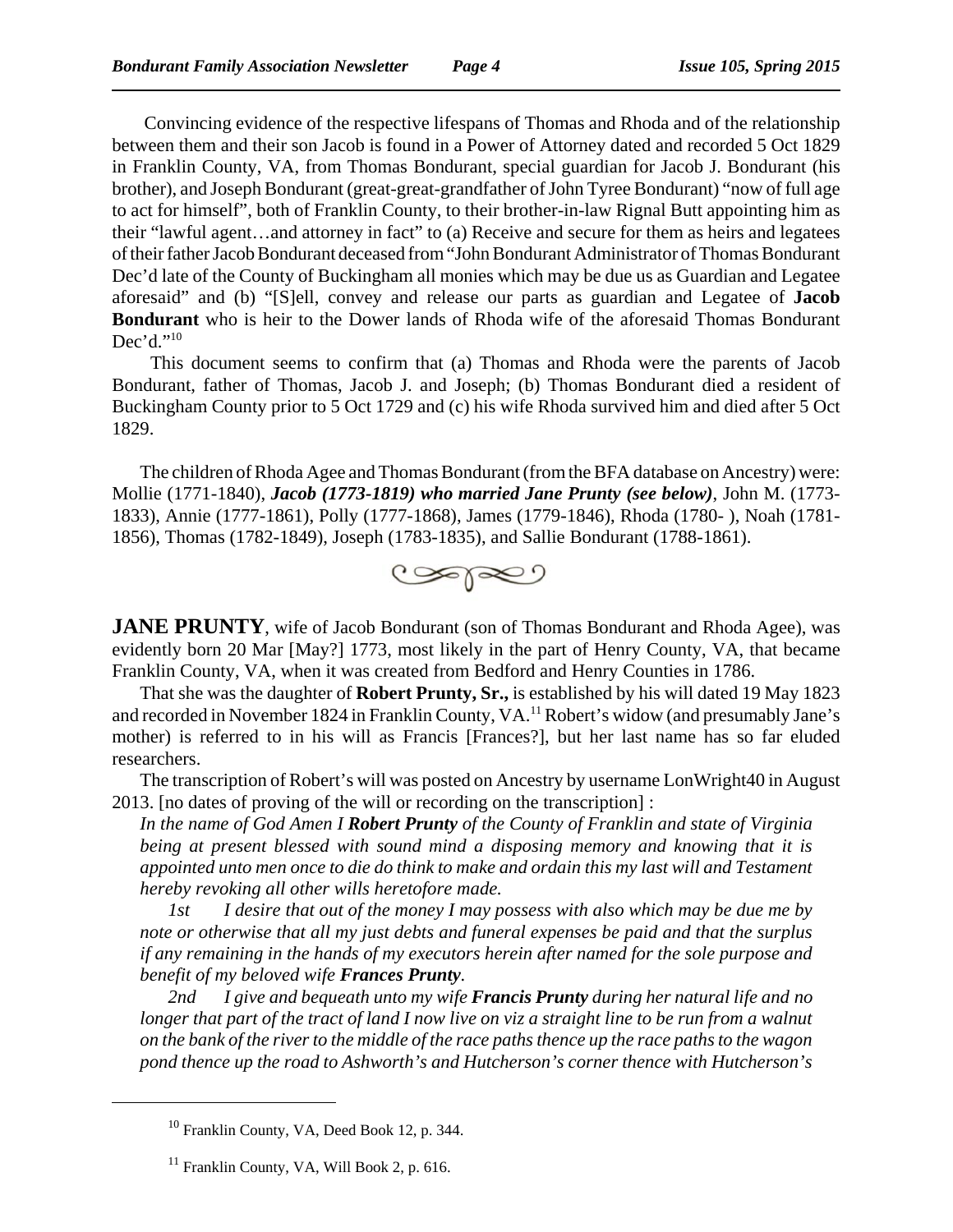Convincing evidence of the respective lifespans of Thomas and Rhoda and of the relationship between them and their son Jacob is found in a Power of Attorney dated and recorded 5 Oct 1829 in Franklin County, VA, from Thomas Bondurant, special guardian for Jacob J. Bondurant (his brother), and Joseph Bondurant (great-great-grandfather of John Tyree Bondurant) "now of full age to act for himself", both of Franklin County, to their brother-in-law Rignal Butt appointing him as their "lawful agent…and attorney in fact" to (a) Receive and secure for them as heirs and legatees of their father Jacob Bondurant deceased from "John Bondurant Administrator of Thomas Bondurant Dec'd late of the County of Buckingham all monies which may be due us as Guardian and Legatee aforesaid" and (b) "[S]ell, convey and release our parts as guardian and Legatee of **Jacob Bondurant** who is heir to the Dower lands of Rhoda wife of the aforesaid Thomas Bondurant Dec'd."[10]

This document seems to confirm that (a) Thomas and Rhoda were the parents of Jacob Bondurant, father of Thomas, Jacob J. and Joseph; (b) Thomas Bondurant died a resident of Buckingham County prior to 5 Oct 1729 and (c) his wife Rhoda survived him and died after 5 Oct 1829.

The children of Rhoda Agee and Thomas Bondurant (from the BFA database on Ancestry) were: Mollie (1771-1840), ***Jacob (1773-1819) who married Jane Prunty (see below)***, John M. (1773-1833), Annie (1777-1861), Polly (1777-1868), James (1779-1846), Rhoda (1780- ), Noah (1781-1856), Thomas (1782-1849), Joseph (1783-1835), and Sallie Bondurant (1788-1861).

**JANE PRUNTY**, wife of Jacob Bondurant (son of Thomas Bondurant and Rhoda Agee), was evidently born 20 Mar [May?] 1773, most likely in the part of Henry County, VA, that became Franklin County, VA, when it was created from Bedford and Henry Counties in 1786.

That she was the daughter of **Robert Prunty, Sr.,** is established by his will dated 19 May 1823 and recorded in November 1824 in Franklin County, VA.[11] Robert's widow (and presumably Jane's mother) is referred to in his will as Francis [Frances?], but her last name has so far eluded researchers.

The transcription of Robert's will was posted on Ancestry by username LonWright40 in August 2013. [no dates of proving of the will or recording on the transcription] :

*In the name of God Amen I **Robert Prunty** of the County of Franklin and state of Virginia being at present blessed with sound mind a disposing memory and knowing that it is appointed unto men once to die do think to make and ordain this my last will and Testament hereby revoking all other wills heretofore made.*

*1st I desire that out of the money I may possess with also which may be due me by note or otherwise that all my just debts and funeral expenses be paid and that the surplus if any remaining in the hands of my executors herein after named for the sole purpose and benefit of my beloved wife **Frances Prunty**.*

*2nd I give and bequeath unto my wife **Francis Prunty** during her natural life and no longer that part of the tract of land I now live on viz a straight line to be run from a walnut on the bank of the river to the middle of the race paths thence up the race paths to the wagon pond thence up the road to Ashworth's and Hutcherson's corner thence with Hutcherson's*

[10] Franklin County, VA, Deed Book 12, p. 344.

[11] Franklin County, VA, Will Book 2, p. 616.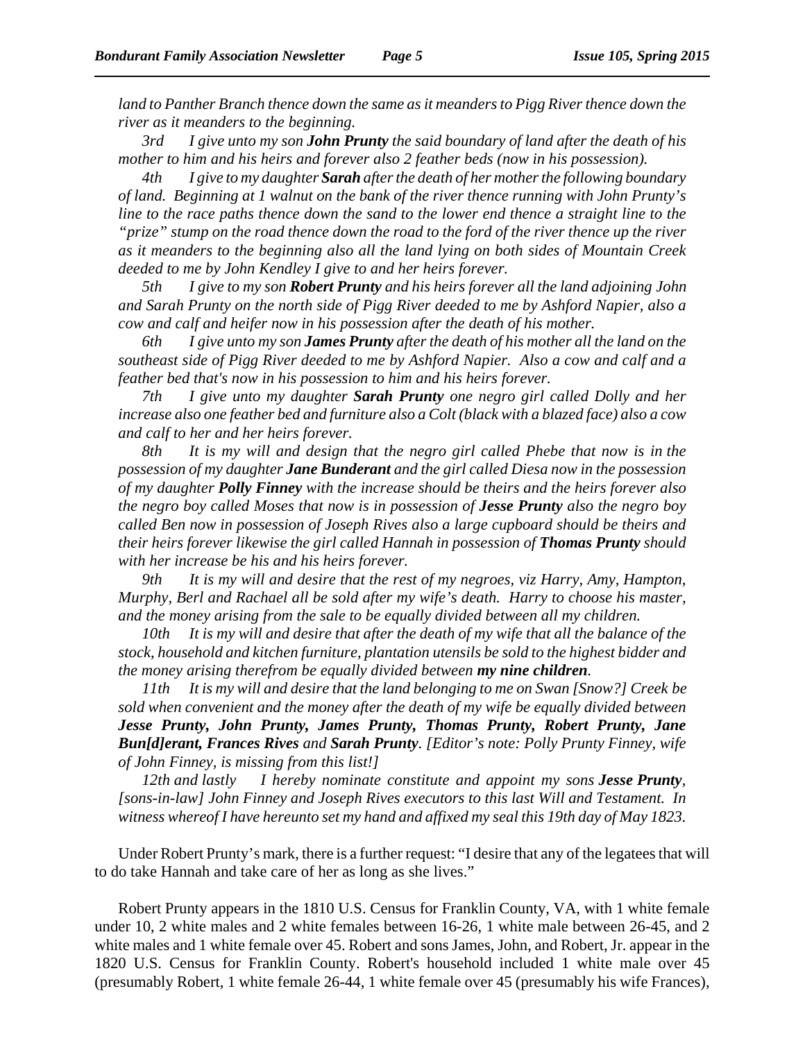*land to Panther Branch thence down the same as it meanders to Pigg River thence down the river as it meanders to the beginning.*

*3rd I give unto my son **John Prunty** the said boundary of land after the death of his mother to him and his heirs and forever also 2 feather beds (now in his possession).*

*4th I give to my daughter **Sarah** after the death of her mother the following boundary of land. Beginning at 1 walnut on the bank of the river thence running with John Prunty's line to the race paths thence down the sand to the lower end thence a straight line to the "prize" stump on the road thence down the road to the ford of the river thence up the river as it meanders to the beginning also all the land lying on both sides of Mountain Creek deeded to me by John Kendley I give to and her heirs forever.*

*5th I give to my son **Robert Prunty** and his heirs forever all the land adjoining John and Sarah Prunty on the north side of Pigg River deeded to me by Ashford Napier, also a cow and calf and heifer now in his possession after the death of his mother.*

*6th I give unto my son **James Prunty** after the death of his mother all the land on the southeast side of Pigg River deeded to me by Ashford Napier. Also a cow and calf and a feather bed that's now in his possession to him and his heirs forever.*

*7th I give unto my daughter **Sarah Prunty** one negro girl called Dolly and her increase also one feather bed and furniture also a Colt (black with a blazed face) also a cow and calf to her and her heirs forever.*

*8th It is my will and design that the negro girl called Phebe that now is in the possession of my daughter **Jane Bunderant** and the girl called Diesa now in the possession of my daughter **Polly Finney** with the increase should be theirs and the heirs forever also the negro boy called Moses that now is in possession of **Jesse Prunty** also the negro boy called Ben now in possession of Joseph Rives also a large cupboard should be theirs and their heirs forever likewise the girl called Hannah in possession of **Thomas Prunty** should with her increase be his and his heirs forever.*

*9th It is my will and desire that the rest of my negroes, viz Harry, Amy, Hampton, Murphy, Berl and Rachael all be sold after my wife's death. Harry to choose his master, and the money arising from the sale to be equally divided between all my children.*

*10th It is my will and desire that after the death of my wife that all the balance of the stock, household and kitchen furniture, plantation utensils be sold to the highest bidder and the money arising therefrom be equally divided between **my nine children**.*

*11th It is my will and desire that the land belonging to me on Swan [Snow?] Creek be sold when convenient and the money after the death of my wife be equally divided between **Jesse Prunty, John Prunty, James Prunty, Thomas Prunty, Robert Prunty, Jane Bun[d]erant, Frances Rives** and **Sarah Prunty**. [Editor's note: Polly Prunty Finney, wife of John Finney, is missing from this list!]*

*12th and lastly I hereby nominate constitute and appoint my sons **Jesse Prunty**, [sons-in-law] John Finney and Joseph Rives executors to this last Will and Testament. In witness whereof I have hereunto set my hand and affixed my seal this 19th day of May 1823.*

Under Robert Prunty's mark, there is a further request: "I desire that any of the legatees that will to do take Hannah and take care of her as long as she lives."

Robert Prunty appears in the 1810 U.S. Census for Franklin County, VA, with 1 white female under 10, 2 white males and 2 white females between 16-26, 1 white male between 26-45, and 2 white males and 1 white female over 45. Robert and sons James, John, and Robert, Jr. appear in the 1820 U.S. Census for Franklin County. Robert's household included 1 white male over 45 (presumably Robert, 1 white female 26-44, 1 white female over 45 (presumably his wife Frances),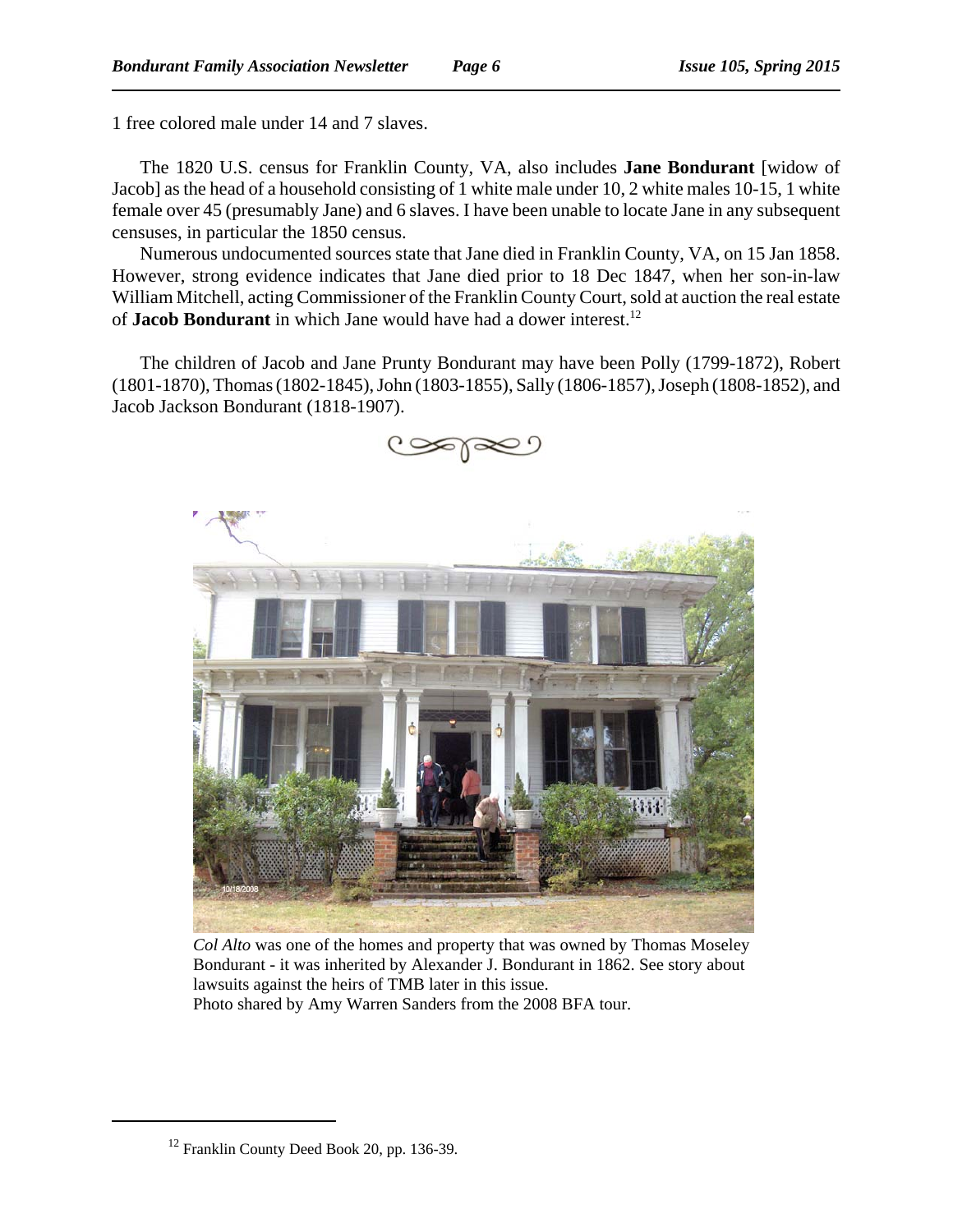1 free colored male under 14 and 7 slaves.

The 1820 U.S. census for Franklin County, VA, also includes **Jane Bondurant** [widow of Jacob] as the head of a household consisting of 1 white male under 10, 2 white males 10-15, 1 white female over 45 (presumably Jane) and 6 slaves. I have been unable to locate Jane in any subsequent censuses, in particular the 1850 census.

Numerous undocumented sources state that Jane died in Franklin County, VA, on 15 Jan 1858. However, strong evidence indicates that Jane died prior to 18 Dec 1847, when her son-in-law William Mitchell, acting Commissioner of the Franklin County Court, sold at auction the real estate of **Jacob Bondurant** in which Jane would have had a dower interest.[12]

The children of Jacob and Jane Prunty Bondurant may have been Polly (1799-1872), Robert (1801-1870), Thomas (1802-1845), John (1803-1855), Sally (1806-1857), Joseph (1808-1852), and Jacob Jackson Bondurant (1818-1907).

*Col Alto* was one of the homes and property that was owned by Thomas Moseley Bondurant - it was inherited by Alexander J. Bondurant in 1862. See story about lawsuits against the heirs of TMB later in this issue.
Photo shared by Amy Warren Sanders from the 2008 BFA tour.

[12] Franklin County Deed Book 20, pp. 136-39.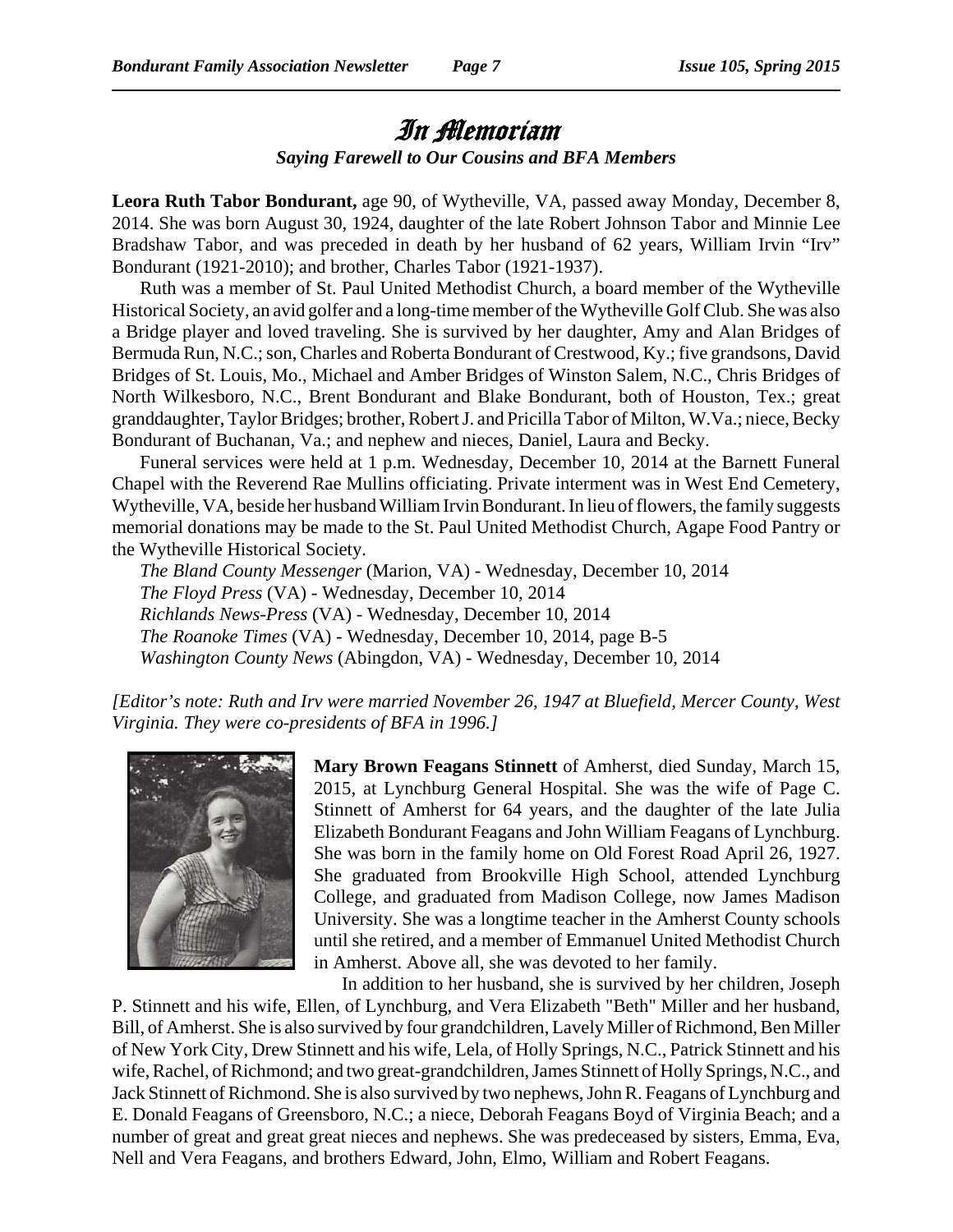# In Memoriam

*Saying Farewell to Our Cousins and BFA Members*

**Leora Ruth Tabor Bondurant,** age 90, of Wytheville, VA, passed away Monday, December 8, 2014. She was born August 30, 1924, daughter of the late Robert Johnson Tabor and Minnie Lee Bradshaw Tabor, and was preceded in death by her husband of 62 years, William Irvin "Irv" Bondurant (1921-2010); and brother, Charles Tabor (1921-1937).

Ruth was a member of St. Paul United Methodist Church, a board member of the Wytheville Historical Society, an avid golfer and a long-time member of the Wytheville Golf Club. She was also a Bridge player and loved traveling. She is survived by her daughter, Amy and Alan Bridges of Bermuda Run, N.C.; son, Charles and Roberta Bondurant of Crestwood, Ky.; five grandsons, David Bridges of St. Louis, Mo., Michael and Amber Bridges of Winston Salem, N.C., Chris Bridges of North Wilkesboro, N.C., Brent Bondurant and Blake Bondurant, both of Houston, Tex.; great granddaughter, Taylor Bridges; brother, Robert J. and Pricilla Tabor of Milton, W.Va.; niece, Becky Bondurant of Buchanan, Va.; and nephew and nieces, Daniel, Laura and Becky.

Funeral services were held at 1 p.m. Wednesday, December 10, 2014 at the Barnett Funeral Chapel with the Reverend Rae Mullins officiating. Private interment was in West End Cemetery, Wytheville, VA, beside her husband William Irvin Bondurant. In lieu of flowers, the family suggests memorial donations may be made to the St. Paul United Methodist Church, Agape Food Pantry or the Wytheville Historical Society.

*The Bland County Messenger* (Marion, VA) - Wednesday, December 10, 2014
*The Floyd Press* (VA) - Wednesday, December 10, 2014
*Richlands News-Press* (VA) - Wednesday, December 10, 2014
*The Roanoke Times* (VA) - Wednesday, December 10, 2014, page B-5
*Washington County News* (Abingdon, VA) - Wednesday, December 10, 2014

*[Editor's note: Ruth and Irv were married November 26, 1947 at Bluefield, Mercer County, West Virginia. They were co-presidents of BFA in 1996.]*

**Mary Brown Feagans Stinnett** of Amherst, died Sunday, March 15, 2015, at Lynchburg General Hospital. She was the wife of Page C. Stinnett of Amherst for 64 years, and the daughter of the late Julia Elizabeth Bondurant Feagans and John William Feagans of Lynchburg. She was born in the family home on Old Forest Road April 26, 1927. She graduated from Brookville High School, attended Lynchburg College, and graduated from Madison College, now James Madison University. She was a longtime teacher in the Amherst County schools until she retired, and a member of Emmanuel United Methodist Church in Amherst. Above all, she was devoted to her family.

In addition to her husband, she is survived by her children, Joseph P. Stinnett and his wife, Ellen, of Lynchburg, and Vera Elizabeth "Beth" Miller and her husband, Bill, of Amherst. She is also survived by four grandchildren, Lavely Miller of Richmond, Ben Miller of New York City, Drew Stinnett and his wife, Lela, of Holly Springs, N.C., Patrick Stinnett and his wife, Rachel, of Richmond; and two great-grandchildren, James Stinnett of Holly Springs, N.C., and Jack Stinnett of Richmond. She is also survived by two nephews, John R. Feagans of Lynchburg and E. Donald Feagans of Greensboro, N.C.; a niece, Deborah Feagans Boyd of Virginia Beach; and a number of great and great great nieces and nephews. She was predeceased by sisters, Emma, Eva, Nell and Vera Feagans, and brothers Edward, John, Elmo, William and Robert Feagans.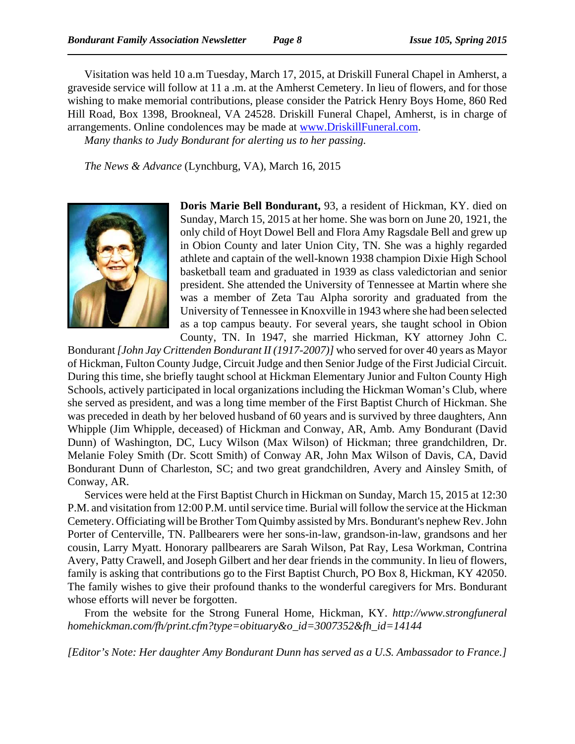Visitation was held 10 a.m Tuesday, March 17, 2015, at Driskill Funeral Chapel in Amherst, a graveside service will follow at 11 a .m. at the Amherst Cemetery. In lieu of flowers, and for those wishing to make memorial contributions, please consider the Patrick Henry Boys Home, 860 Red Hill Road, Box 1398, Brookneal, VA 24528. Driskill Funeral Chapel, Amherst, is in charge of arrangements. Online condolences may be made at www.DriskillFuneral.com.

*Many thanks to Judy Bondurant for alerting us to her passing.*

*The News & Advance* (Lynchburg, VA), March 16, 2015

**Doris Marie Bell Bondurant,** 93, a resident of Hickman, KY. died on Sunday, March 15, 2015 at her home. She was born on June 20, 1921, the only child of Hoyt Dowel Bell and Flora Amy Ragsdale Bell and grew up in Obion County and later Union City, TN. She was a highly regarded athlete and captain of the well-known 1938 champion Dixie High School basketball team and graduated in 1939 as class valedictorian and senior president. She attended the University of Tennessee at Martin where she was a member of Zeta Tau Alpha sorority and graduated from the University of Tennessee in Knoxville in 1943 where she had been selected as a top campus beauty. For several years, she taught school in Obion County, TN. In 1947, she married Hickman, KY attorney John C. Bondurant *[John Jay Crittenden Bondurant II (1917-2007)]* who served for over 40 years as Mayor of Hickman, Fulton County Judge, Circuit Judge and then Senior Judge of the First Judicial Circuit. During this time, she briefly taught school at Hickman Elementary Junior and Fulton County High Schools, actively participated in local organizations including the Hickman Woman's Club, where she served as president, and was a long time member of the First Baptist Church of Hickman. She was preceded in death by her beloved husband of 60 years and is survived by three daughters, Ann Whipple (Jim Whipple, deceased) of Hickman and Conway, AR, Amb. Amy Bondurant (David Dunn) of Washington, DC, Lucy Wilson (Max Wilson) of Hickman; three grandchildren, Dr. Melanie Foley Smith (Dr. Scott Smith) of Conway AR, John Max Wilson of Davis, CA, David Bondurant Dunn of Charleston, SC; and two great grandchildren, Avery and Ainsley Smith, of Conway, AR.

Services were held at the First Baptist Church in Hickman on Sunday, March 15, 2015 at 12:30 P.M. and visitation from 12:00 P.M. until service time. Burial will follow the service at the Hickman Cemetery. Officiating will be Brother Tom Quimby assisted by Mrs. Bondurant's nephew Rev. John Porter of Centerville, TN. Pallbearers were her sons-in-law, grandson-in-law, grandsons and her cousin, Larry Myatt. Honorary pallbearers are Sarah Wilson, Pat Ray, Lesa Workman, Contrina Avery, Patty Crawell, and Joseph Gilbert and her dear friends in the community. In lieu of flowers, family is asking that contributions go to the First Baptist Church, PO Box 8, Hickman, KY 42050. The family wishes to give their profound thanks to the wonderful caregivers for Mrs. Bondurant whose efforts will never be forgotten.

From the website for the Strong Funeral Home, Hickman, KY. *http://www.strongfuneralhomehickman.com/fh/print.cfm?type=obituary&o_id=3007352&fh_id=14144*

*[Editor's Note: Her daughter Amy Bondurant Dunn has served as a U.S. Ambassador to France.]*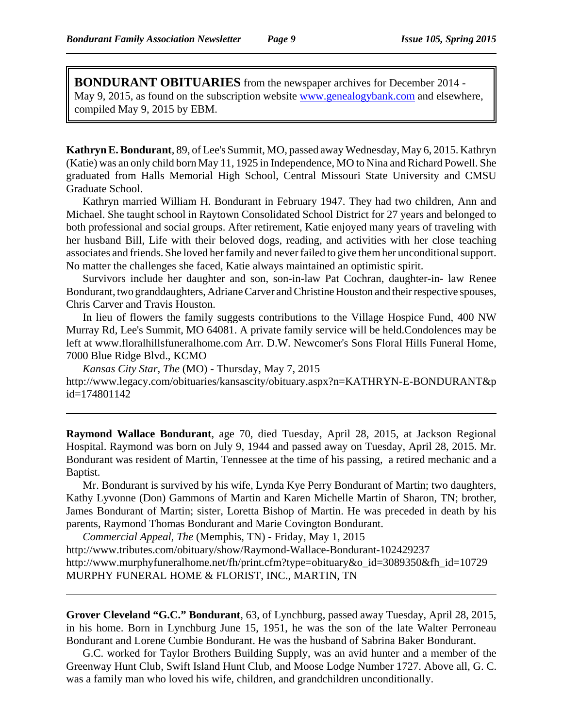**BONDURANT OBITUARIES** from the newspaper archives for December 2014 - May 9, 2015, as found on the subscription website www.genealogybank.com and elsewhere, compiled May 9, 2015 by EBM.

---

**Kathryn E. Bondurant**, 89, of Lee's Summit, MO, passed away Wednesday, May 6, 2015. Kathryn (Katie) was an only child born May 11, 1925 in Independence, MO to Nina and Richard Powell. She graduated from Halls Memorial High School, Central Missouri State University and CMSU Graduate School.

Kathryn married William H. Bondurant in February 1947. They had two children, Ann and Michael. She taught school in Raytown Consolidated School District for 27 years and belonged to both professional and social groups. After retirement, Katie enjoyed many years of traveling with her husband Bill, Life with their beloved dogs, reading, and activities with her close teaching associates and friends. She loved her family and never failed to give them her unconditional support. No matter the challenges she faced, Katie always maintained an optimistic spirit.

Survivors include her daughter and son, son-in-law Pat Cochran, daughter-in- law Renee Bondurant, two granddaughters, Adriane Carver and Christine Houston and their respective spouses, Chris Carver and Travis Houston.

In lieu of flowers the family suggests contributions to the Village Hospice Fund, 400 NW Murray Rd, Lee's Summit, MO 64081. A private family service will be held.Condolences may be left at www.floralhillsfuneralhome.com Arr. D.W. Newcomer's Sons Floral Hills Funeral Home, 7000 Blue Ridge Blvd., KCMO

*Kansas City Star, The* (MO) - Thursday, May 7, 2015
http://www.legacy.com/obituaries/kansascity/obituary.aspx?n=KATHRYN-E-BONDURANT&pid=174801142

---

**Raymond Wallace Bondurant**, age 70, died Tuesday, April 28, 2015, at Jackson Regional Hospital. Raymond was born on July 9, 1944 and passed away on Tuesday, April 28, 2015. Mr. Bondurant was resident of Martin, Tennessee at the time of his passing, a retired mechanic and a Baptist.

Mr. Bondurant is survived by his wife, Lynda Kye Perry Bondurant of Martin; two daughters, Kathy Lyvonne (Don) Gammons of Martin and Karen Michelle Martin of Sharon, TN; brother, James Bondurant of Martin; sister, Loretta Bishop of Martin. He was preceded in death by his parents, Raymond Thomas Bondurant and Marie Covington Bondurant.

*Commercial Appeal, The* (Memphis, TN) - Friday, May 1, 2015
http://www.tributes.com/obituary/show/Raymond-Wallace-Bondurant-102429237
http://www.murphyfuneralhome.net/fh/print.cfm?type=obituary&o_id=3089350&fh_id=10729
MURPHY FUNERAL HOME & FLORIST, INC., MARTIN, TN

---

**Grover Cleveland "G.C." Bondurant**, 63, of Lynchburg, passed away Tuesday, April 28, 2015, in his home. Born in Lynchburg June 15, 1951, he was the son of the late Walter Perroneau Bondurant and Lorene Cumbie Bondurant. He was the husband of Sabrina Baker Bondurant.

G.C. worked for Taylor Brothers Building Supply, was an avid hunter and a member of the Greenway Hunt Club, Swift Island Hunt Club, and Moose Lodge Number 1727. Above all, G. C. was a family man who loved his wife, children, and grandchildren unconditionally.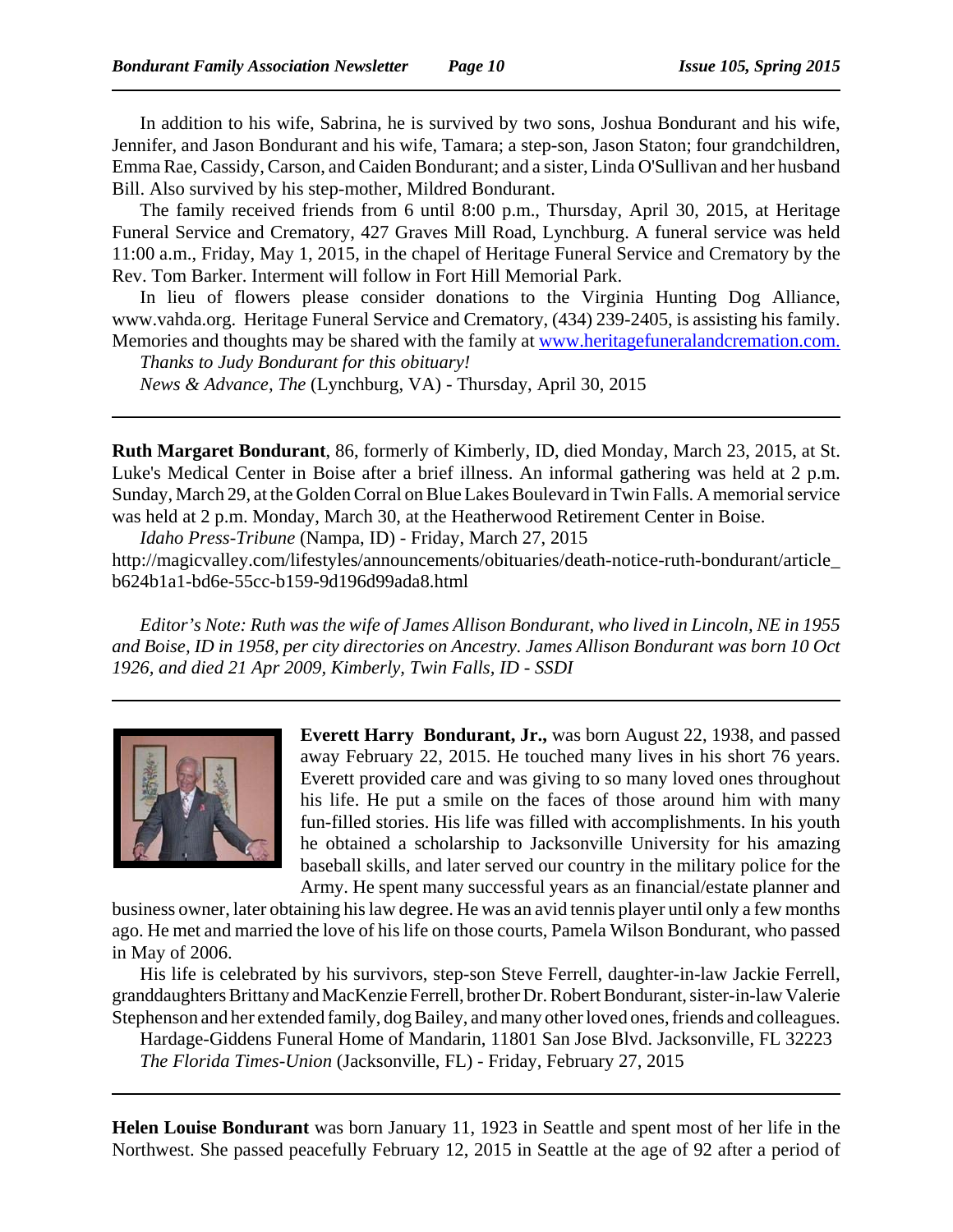In addition to his wife, Sabrina, he is survived by two sons, Joshua Bondurant and his wife, Jennifer, and Jason Bondurant and his wife, Tamara; a step-son, Jason Staton; four grandchildren, Emma Rae, Cassidy, Carson, and Caiden Bondurant; and a sister, Linda O'Sullivan and her husband Bill. Also survived by his step-mother, Mildred Bondurant.

The family received friends from 6 until 8:00 p.m., Thursday, April 30, 2015, at Heritage Funeral Service and Crematory, 427 Graves Mill Road, Lynchburg. A funeral service was held 11:00 a.m., Friday, May 1, 2015, in the chapel of Heritage Funeral Service and Crematory by the Rev. Tom Barker. Interment will follow in Fort Hill Memorial Park.

In lieu of flowers please consider donations to the Virginia Hunting Dog Alliance, www.vahda.org. Heritage Funeral Service and Crematory, (434) 239-2405, is assisting his family. Memories and thoughts may be shared with the family at www.heritagefuneralandcremation.com.

*Thanks to Judy Bondurant for this obituary!*

*News & Advance, The* (Lynchburg, VA) - Thursday, April 30, 2015

---

**Ruth Margaret Bondurant**, 86, formerly of Kimberly, ID, died Monday, March 23, 2015, at St. Luke's Medical Center in Boise after a brief illness. An informal gathering was held at 2 p.m. Sunday, March 29, at the Golden Corral on Blue Lakes Boulevard in Twin Falls. A memorial service was held at 2 p.m. Monday, March 30, at the Heatherwood Retirement Center in Boise.

*Idaho Press-Tribune* (Nampa, ID) - Friday, March 27, 2015

http://magicvalley.com/lifestyles/announcements/obituaries/death-notice-ruth-bondurant/article_b624b1a1-bd6e-55cc-b159-9d196d99ada8.html

*Editor's Note: Ruth was the wife of James Allison Bondurant, who lived in Lincoln, NE in 1955 and Boise, ID in 1958, per city directories on Ancestry. James Allison Bondurant was born 10 Oct 1926, and died 21 Apr 2009, Kimberly, Twin Falls, ID - SSDI*

---

**Everett Harry Bondurant, Jr.,** was born August 22, 1938, and passed away February 22, 2015. He touched many lives in his short 76 years. Everett provided care and was giving to so many loved ones throughout his life. He put a smile on the faces of those around him with many fun-filled stories. His life was filled with accomplishments. In his youth he obtained a scholarship to Jacksonville University for his amazing baseball skills, and later served our country in the military police for the Army. He spent many successful years as an financial/estate planner and business owner, later obtaining his law degree. He was an avid tennis player until only a few months ago. He met and married the love of his life on those courts, Pamela Wilson Bondurant, who passed in May of 2006.

His life is celebrated by his survivors, step-son Steve Ferrell, daughter-in-law Jackie Ferrell, granddaughters Brittany and MacKenzie Ferrell, brother Dr. Robert Bondurant, sister-in-law Valerie Stephenson and her extended family, dog Bailey, and many other loved ones, friends and colleagues.

Hardage-Giddens Funeral Home of Mandarin, 11801 San Jose Blvd. Jacksonville, FL 32223

*The Florida Times-Union* (Jacksonville, FL) - Friday, February 27, 2015

---

**Helen Louise Bondurant** was born January 11, 1923 in Seattle and spent most of her life in the Northwest. She passed peacefully February 12, 2015 in Seattle at the age of 92 after a period of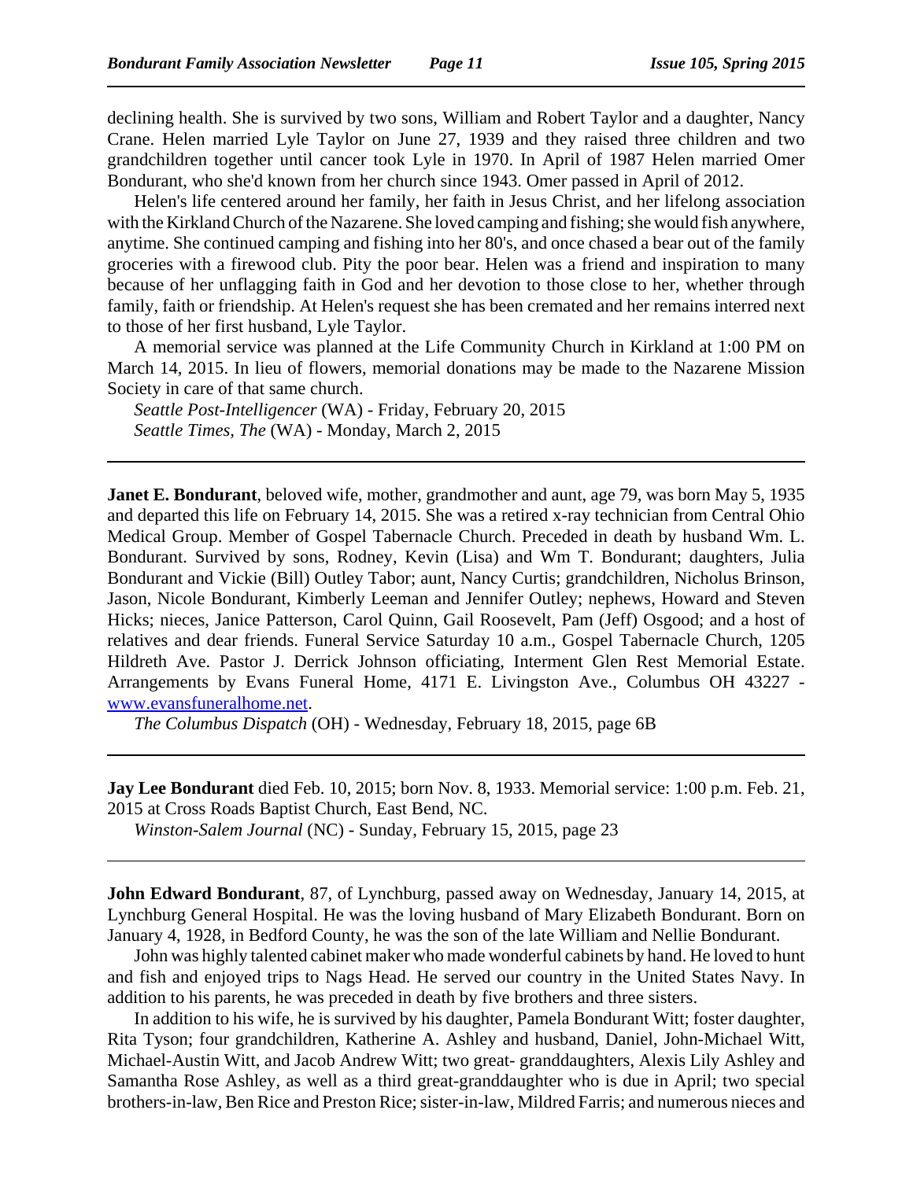declining health. She is survived by two sons, William and Robert Taylor and a daughter, Nancy Crane. Helen married Lyle Taylor on June 27, 1939 and they raised three children and two grandchildren together until cancer took Lyle in 1970. In April of 1987 Helen married Omer Bondurant, who she'd known from her church since 1943. Omer passed in April of 2012.

Helen's life centered around her family, her faith in Jesus Christ, and her lifelong association with the Kirkland Church of the Nazarene. She loved camping and fishing; she would fish anywhere, anytime. She continued camping and fishing into her 80's, and once chased a bear out of the family groceries with a firewood club. Pity the poor bear. Helen was a friend and inspiration to many because of her unflagging faith in God and her devotion to those close to her, whether through family, faith or friendship. At Helen's request she has been cremated and her remains interred next to those of her first husband, Lyle Taylor.

A memorial service was planned at the Life Community Church in Kirkland at 1:00 PM on March 14, 2015. In lieu of flowers, memorial donations may be made to the Nazarene Mission Society in care of that same church.

*Seattle Post-Intelligencer* (WA) - Friday, February 20, 2015
*Seattle Times, The* (WA) - Monday, March 2, 2015

---

**Janet E. Bondurant**, beloved wife, mother, grandmother and aunt, age 79, was born May 5, 1935 and departed this life on February 14, 2015. She was a retired x-ray technician from Central Ohio Medical Group. Member of Gospel Tabernacle Church. Preceded in death by husband Wm. L. Bondurant. Survived by sons, Rodney, Kevin (Lisa) and Wm T. Bondurant; daughters, Julia Bondurant and Vickie (Bill) Outley Tabor; aunt, Nancy Curtis; grandchildren, Nicholus Brinson, Jason, Nicole Bondurant, Kimberly Leeman and Jennifer Outley; nephews, Howard and Steven Hicks; nieces, Janice Patterson, Carol Quinn, Gail Roosevelt, Pam (Jeff) Osgood; and a host of relatives and dear friends. Funeral Service Saturday 10 a.m., Gospel Tabernacle Church, 1205 Hildreth Ave. Pastor J. Derrick Johnson officiating, Interment Glen Rest Memorial Estate. Arrangements by Evans Funeral Home, 4171 E. Livingston Ave., Columbus OH 43227 - www.evansfuneralhome.net.

*The Columbus Dispatch* (OH) - Wednesday, February 18, 2015, page 6B

---

**Jay Lee Bondurant** died Feb. 10, 2015; born Nov. 8, 1933. Memorial service: 1:00 p.m. Feb. 21, 2015 at Cross Roads Baptist Church, East Bend, NC.

*Winston-Salem Journal* (NC) - Sunday, February 15, 2015, page 23

---

**John Edward Bondurant**, 87, of Lynchburg, passed away on Wednesday, January 14, 2015, at Lynchburg General Hospital. He was the loving husband of Mary Elizabeth Bondurant. Born on January 4, 1928, in Bedford County, he was the son of the late William and Nellie Bondurant.

John was highly talented cabinet maker who made wonderful cabinets by hand. He loved to hunt and fish and enjoyed trips to Nags Head. He served our country in the United States Navy. In addition to his parents, he was preceded in death by five brothers and three sisters.

In addition to his wife, he is survived by his daughter, Pamela Bondurant Witt; foster daughter, Rita Tyson; four grandchildren, Katherine A. Ashley and husband, Daniel, John-Michael Witt, Michael-Austin Witt, and Jacob Andrew Witt; two great- granddaughters, Alexis Lily Ashley and Samantha Rose Ashley, as well as a third great-granddaughter who is due in April; two special brothers-in-law, Ben Rice and Preston Rice; sister-in-law, Mildred Farris; and numerous nieces and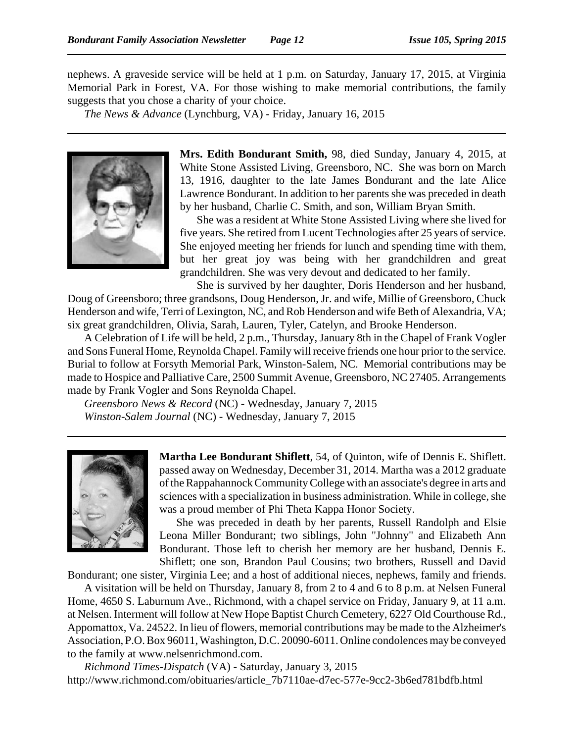nephews. A graveside service will be held at 1 p.m. on Saturday, January 17, 2015, at Virginia Memorial Park in Forest, VA. For those wishing to make memorial contributions, the family suggests that you chose a charity of your choice.

*The News & Advance* (Lynchburg, VA) - Friday, January 16, 2015

---

**Mrs. Edith Bondurant Smith,** 98, died Sunday, January 4, 2015, at White Stone Assisted Living, Greensboro, NC. She was born on March 13, 1916, daughter to the late James Bondurant and the late Alice Lawrence Bondurant. In addition to her parents she was preceded in death by her husband, Charlie C. Smith, and son, William Bryan Smith.

She was a resident at White Stone Assisted Living where she lived for five years. She retired from Lucent Technologies after 25 years of service. She enjoyed meeting her friends for lunch and spending time with them, but her great joy was being with her grandchildren and great grandchildren. She was very devout and dedicated to her family.

She is survived by her daughter, Doris Henderson and her husband, Doug of Greensboro; three grandsons, Doug Henderson, Jr. and wife, Millie of Greensboro, Chuck Henderson and wife, Terri of Lexington, NC, and Rob Henderson and wife Beth of Alexandria, VA; six great grandchildren, Olivia, Sarah, Lauren, Tyler, Catelyn, and Brooke Henderson.

A Celebration of Life will be held, 2 p.m., Thursday, January 8th in the Chapel of Frank Vogler and Sons Funeral Home, Reynolda Chapel. Family will receive friends one hour prior to the service. Burial to follow at Forsyth Memorial Park, Winston-Salem, NC. Memorial contributions may be made to Hospice and Palliative Care, 2500 Summit Avenue, Greensboro, NC 27405. Arrangements made by Frank Vogler and Sons Reynolda Chapel.

*Greensboro News & Record* (NC) - Wednesday, January 7, 2015
*Winston-Salem Journal* (NC) - Wednesday, January 7, 2015

---

**Martha Lee Bondurant Shiflett**, 54, of Quinton, wife of Dennis E. Shiflett. passed away on Wednesday, December 31, 2014. Martha was a 2012 graduate of the Rappahannock Community College with an associate's degree in arts and sciences with a specialization in business administration. While in college, she was a proud member of Phi Theta Kappa Honor Society.

She was preceded in death by her parents, Russell Randolph and Elsie Leona Miller Bondurant; two siblings, John "Johnny" and Elizabeth Ann Bondurant. Those left to cherish her memory are her husband, Dennis E. Shiflett; one son, Brandon Paul Cousins; two brothers, Russell and David Bondurant; one sister, Virginia Lee; and a host of additional nieces, nephews, family and friends.

A visitation will be held on Thursday, January 8, from 2 to 4 and 6 to 8 p.m. at Nelsen Funeral Home, 4650 S. Laburnum Ave., Richmond, with a chapel service on Friday, January 9, at 11 a.m. at Nelsen. Interment will follow at New Hope Baptist Church Cemetery, 6227 Old Courthouse Rd., Appomattox, Va. 24522. In lieu of flowers, memorial contributions may be made to the Alzheimer's Association, P.O. Box 96011, Washington, D.C. 20090-6011. Online condolences may be conveyed to the family at www.nelsenrichmond.com.

*Richmond Times-Dispatch* (VA) - Saturday, January 3, 2015
http://www.richmond.com/obituaries/article_7b7110ae-d7ec-577e-9cc2-3b6ed781bdfb.html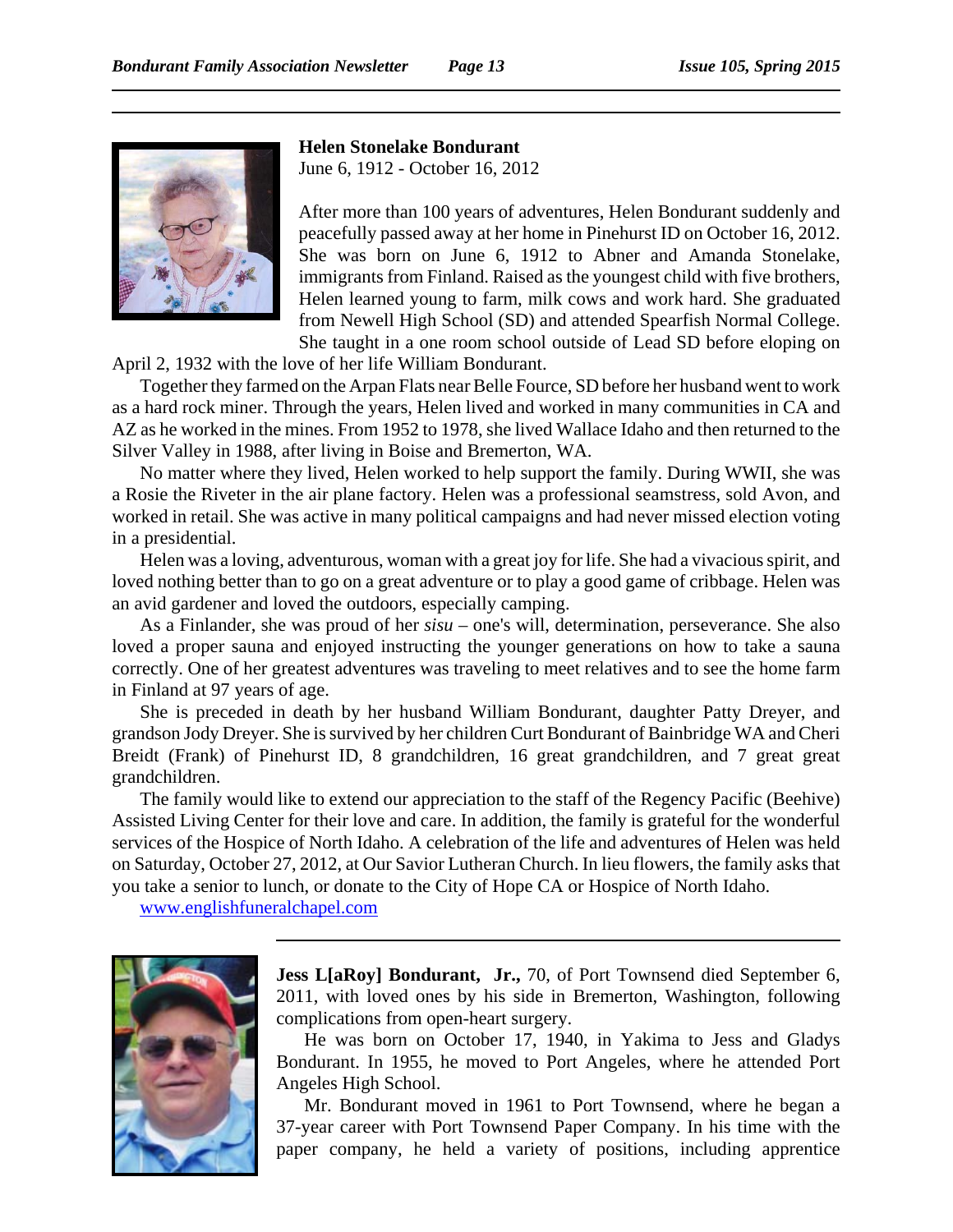**Helen Stonelake Bondurant**
June 6, 1912 - October 16, 2012

After more than 100 years of adventures, Helen Bondurant suddenly and peacefully passed away at her home in Pinehurst ID on October 16, 2012. She was born on June 6, 1912 to Abner and Amanda Stonelake, immigrants from Finland. Raised as the youngest child with five brothers, Helen learned young to farm, milk cows and work hard. She graduated from Newell High School (SD) and attended Spearfish Normal College. She taught in a one room school outside of Lead SD before eloping on April 2, 1932 with the love of her life William Bondurant.

Together they farmed on the Arpan Flats near Belle Fource, SD before her husband went to work as a hard rock miner. Through the years, Helen lived and worked in many communities in CA and AZ as he worked in the mines. From 1952 to 1978, she lived Wallace Idaho and then returned to the Silver Valley in 1988, after living in Boise and Bremerton, WA.

No matter where they lived, Helen worked to help support the family. During WWII, she was a Rosie the Riveter in the air plane factory. Helen was a professional seamstress, sold Avon, and worked in retail. She was active in many political campaigns and had never missed election voting in a presidential.

Helen was a loving, adventurous, woman with a great joy for life. She had a vivacious spirit, and loved nothing better than to go on a great adventure or to play a good game of cribbage. Helen was an avid gardener and loved the outdoors, especially camping.

As a Finlander, she was proud of her *sisu* – one's will, determination, perseverance. She also loved a proper sauna and enjoyed instructing the younger generations on how to take a sauna correctly. One of her greatest adventures was traveling to meet relatives and to see the home farm in Finland at 97 years of age.

She is preceded in death by her husband William Bondurant, daughter Patty Dreyer, and grandson Jody Dreyer. She is survived by her children Curt Bondurant of Bainbridge WA and Cheri Breidt (Frank) of Pinehurst ID, 8 grandchildren, 16 great grandchildren, and 7 great great grandchildren.

The family would like to extend our appreciation to the staff of the Regency Pacific (Beehive) Assisted Living Center for their love and care. In addition, the family is grateful for the wonderful services of the Hospice of North Idaho. A celebration of the life and adventures of Helen was held on Saturday, October 27, 2012, at Our Savior Lutheran Church. In lieu flowers, the family asks that you take a senior to lunch, or donate to the City of Hope CA or Hospice of North Idaho.

www.englishfuneralchapel.com

---

**Jess L[aRoy] Bondurant, Jr.,** 70, of Port Townsend died September 6, 2011, with loved ones by his side in Bremerton, Washington, following complications from open-heart surgery.

He was born on October 17, 1940, in Yakima to Jess and Gladys Bondurant. In 1955, he moved to Port Angeles, where he attended Port Angeles High School.

Mr. Bondurant moved in 1961 to Port Townsend, where he began a 37-year career with Port Townsend Paper Company. In his time with the paper company, he held a variety of positions, including apprentice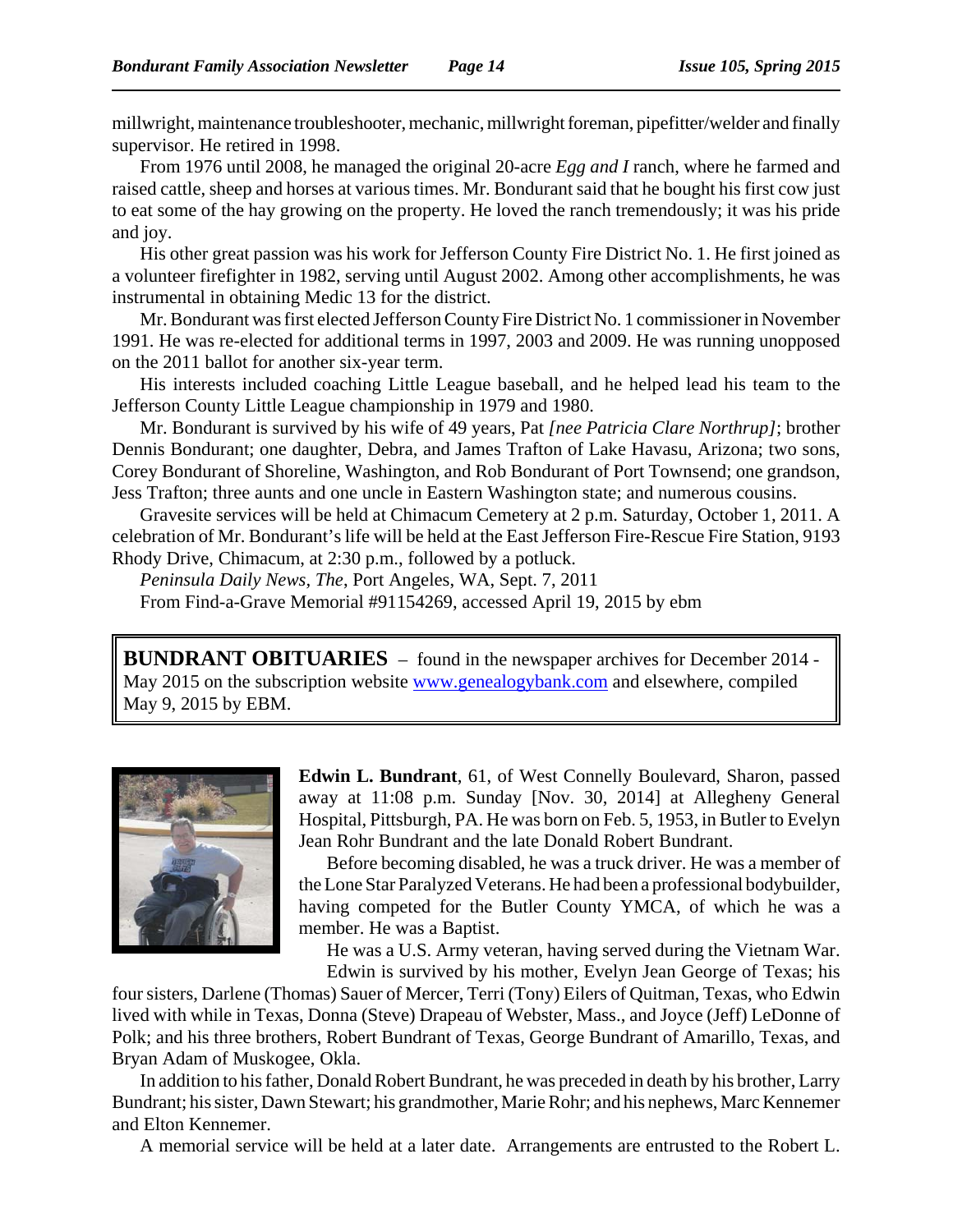millwright, maintenance troubleshooter, mechanic, millwright foreman, pipefitter/welder and finally supervisor. He retired in 1998.

From 1976 until 2008, he managed the original 20-acre *Egg and I* ranch, where he farmed and raised cattle, sheep and horses at various times. Mr. Bondurant said that he bought his first cow just to eat some of the hay growing on the property. He loved the ranch tremendously; it was his pride and joy.

His other great passion was his work for Jefferson County Fire District No. 1. He first joined as a volunteer firefighter in 1982, serving until August 2002. Among other accomplishments, he was instrumental in obtaining Medic 13 for the district.

Mr. Bondurant was first elected Jefferson County Fire District No. 1 commissioner in November 1991. He was re-elected for additional terms in 1997, 2003 and 2009. He was running unopposed on the 2011 ballot for another six-year term.

His interests included coaching Little League baseball, and he helped lead his team to the Jefferson County Little League championship in 1979 and 1980.

Mr. Bondurant is survived by his wife of 49 years, Pat *[nee Patricia Clare Northrup]*; brother Dennis Bondurant; one daughter, Debra, and James Trafton of Lake Havasu, Arizona; two sons, Corey Bondurant of Shoreline, Washington, and Rob Bondurant of Port Townsend; one grandson, Jess Trafton; three aunts and one uncle in Eastern Washington state; and numerous cousins.

Gravesite services will be held at Chimacum Cemetery at 2 p.m. Saturday, October 1, 2011. A celebration of Mr. Bondurant's life will be held at the East Jefferson Fire-Rescue Fire Station, 9193 Rhody Drive, Chimacum, at 2:30 p.m., followed by a potluck.

*Peninsula Daily News, The*, Port Angeles, WA, Sept. 7, 2011

From Find-a-Grave Memorial #91154269, accessed April 19, 2015 by ebm

**BUNDRANT OBITUARIES** – found in the newspaper archives for December 2014 - May 2015 on the subscription website www.genealogybank.com and elsewhere, compiled May 9, 2015 by EBM.

**Edwin L. Bundrant**, 61, of West Connelly Boulevard, Sharon, passed away at 11:08 p.m. Sunday [Nov. 30, 2014] at Allegheny General Hospital, Pittsburgh, PA. He was born on Feb. 5, 1953, in Butler to Evelyn Jean Rohr Bundrant and the late Donald Robert Bundrant.

Before becoming disabled, he was a truck driver. He was a member of the Lone Star Paralyzed Veterans. He had been a professional bodybuilder, having competed for the Butler County YMCA, of which he was a member. He was a Baptist.

He was a U.S. Army veteran, having served during the Vietnam War.

Edwin is survived by his mother, Evelyn Jean George of Texas; his four sisters, Darlene (Thomas) Sauer of Mercer, Terri (Tony) Eilers of Quitman, Texas, who Edwin lived with while in Texas, Donna (Steve) Drapeau of Webster, Mass., and Joyce (Jeff) LeDonne of Polk; and his three brothers, Robert Bundrant of Texas, George Bundrant of Amarillo, Texas, and Bryan Adam of Muskogee, Okla.

In addition to his father, Donald Robert Bundrant, he was preceded in death by his brother, Larry Bundrant; his sister, Dawn Stewart; his grandmother, Marie Rohr; and his nephews, Marc Kennemer and Elton Kennemer.

A memorial service will be held at a later date. Arrangements are entrusted to the Robert L.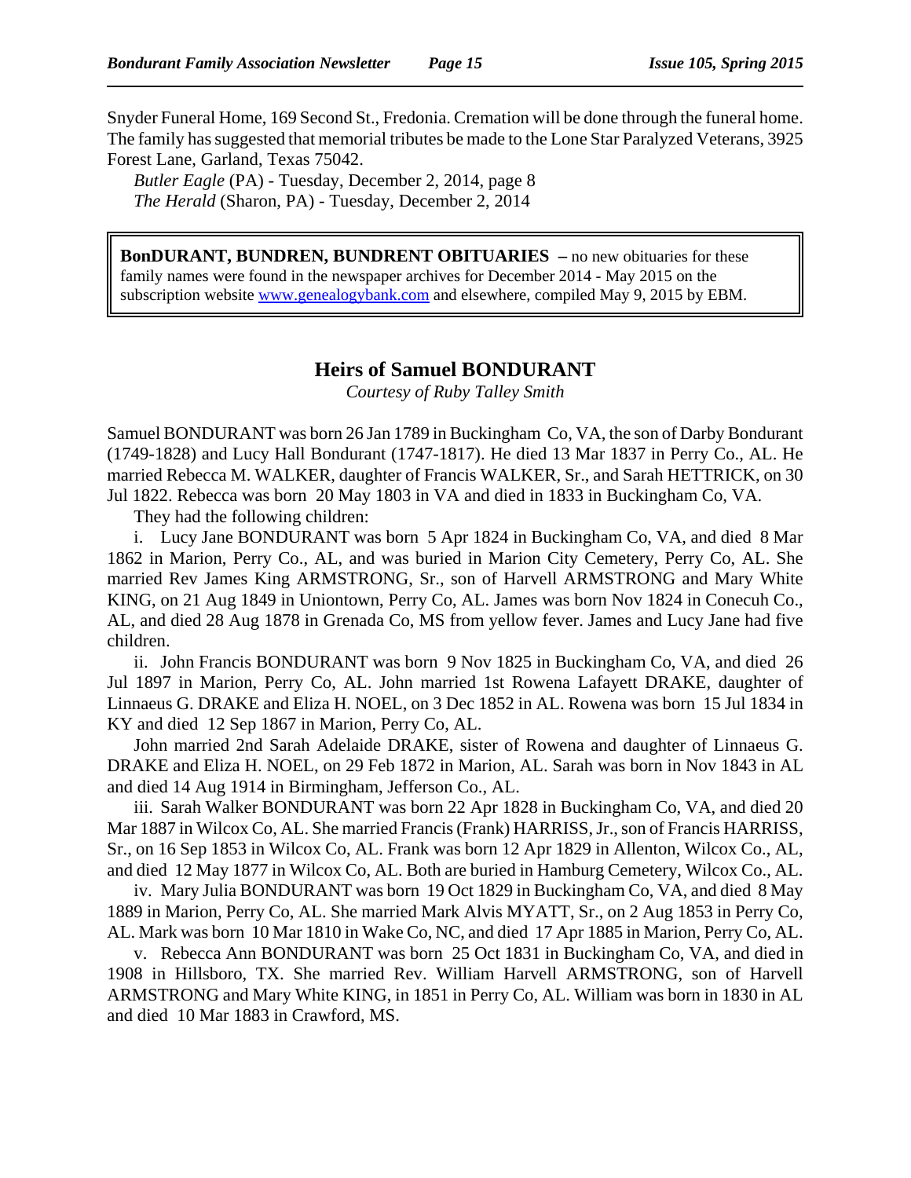Snyder Funeral Home, 169 Second St., Fredonia. Cremation will be done through the funeral home. The family has suggested that memorial tributes be made to the Lone Star Paralyzed Veterans, 3925 Forest Lane, Garland, Texas 75042.

*Butler Eagle* (PA) - Tuesday, December 2, 2014, page 8
*The Herald* (Sharon, PA) - Tuesday, December 2, 2014

**BonDURANT, BUNDREN, BUNDRENT OBITUARIES –** no new obituaries for these family names were found in the newspaper archives for December 2014 - May 2015 on the subscription website [www.genealogybank.com](http://www.genealogybank.com) and elsewhere, compiled May 9, 2015 by EBM.

## Heirs of Samuel BONDURANT

*Courtesy of Ruby Talley Smith*

Samuel BONDURANT was born 26 Jan 1789 in Buckingham Co, VA, the son of Darby Bondurant (1749-1828) and Lucy Hall Bondurant (1747-1817). He died 13 Mar 1837 in Perry Co., AL. He married Rebecca M. WALKER, daughter of Francis WALKER, Sr., and Sarah HETTRICK, on 30 Jul 1822. Rebecca was born 20 May 1803 in VA and died in 1833 in Buckingham Co, VA.

They had the following children:

i. Lucy Jane BONDURANT was born 5 Apr 1824 in Buckingham Co, VA, and died 8 Mar 1862 in Marion, Perry Co., AL, and was buried in Marion City Cemetery, Perry Co, AL. She married Rev James King ARMSTRONG, Sr., son of Harvell ARMSTRONG and Mary White KING, on 21 Aug 1849 in Uniontown, Perry Co, AL. James was born Nov 1824 in Conecuh Co., AL, and died 28 Aug 1878 in Grenada Co, MS from yellow fever. James and Lucy Jane had five children.

ii. John Francis BONDURANT was born 9 Nov 1825 in Buckingham Co, VA, and died 26 Jul 1897 in Marion, Perry Co, AL. John married 1st Rowena Lafayett DRAKE, daughter of Linnaeus G. DRAKE and Eliza H. NOEL, on 3 Dec 1852 in AL. Rowena was born 15 Jul 1834 in KY and died 12 Sep 1867 in Marion, Perry Co, AL.

John married 2nd Sarah Adelaide DRAKE, sister of Rowena and daughter of Linnaeus G. DRAKE and Eliza H. NOEL, on 29 Feb 1872 in Marion, AL. Sarah was born in Nov 1843 in AL and died 14 Aug 1914 in Birmingham, Jefferson Co., AL.

iii. Sarah Walker BONDURANT was born 22 Apr 1828 in Buckingham Co, VA, and died 20 Mar 1887 in Wilcox Co, AL. She married Francis (Frank) HARRISS, Jr., son of Francis HARRISS, Sr., on 16 Sep 1853 in Wilcox Co, AL. Frank was born 12 Apr 1829 in Allenton, Wilcox Co., AL, and died 12 May 1877 in Wilcox Co, AL. Both are buried in Hamburg Cemetery, Wilcox Co., AL.

iv. Mary Julia BONDURANT was born 19 Oct 1829 in Buckingham Co, VA, and died 8 May 1889 in Marion, Perry Co, AL. She married Mark Alvis MYATT, Sr., on 2 Aug 1853 in Perry Co, AL. Mark was born 10 Mar 1810 in Wake Co, NC, and died 17 Apr 1885 in Marion, Perry Co, AL.

v. Rebecca Ann BONDURANT was born 25 Oct 1831 in Buckingham Co, VA, and died in 1908 in Hillsboro, TX. She married Rev. William Harvell ARMSTRONG, son of Harvell ARMSTRONG and Mary White KING, in 1851 in Perry Co, AL. William was born in 1830 in AL and died 10 Mar 1883 in Crawford, MS.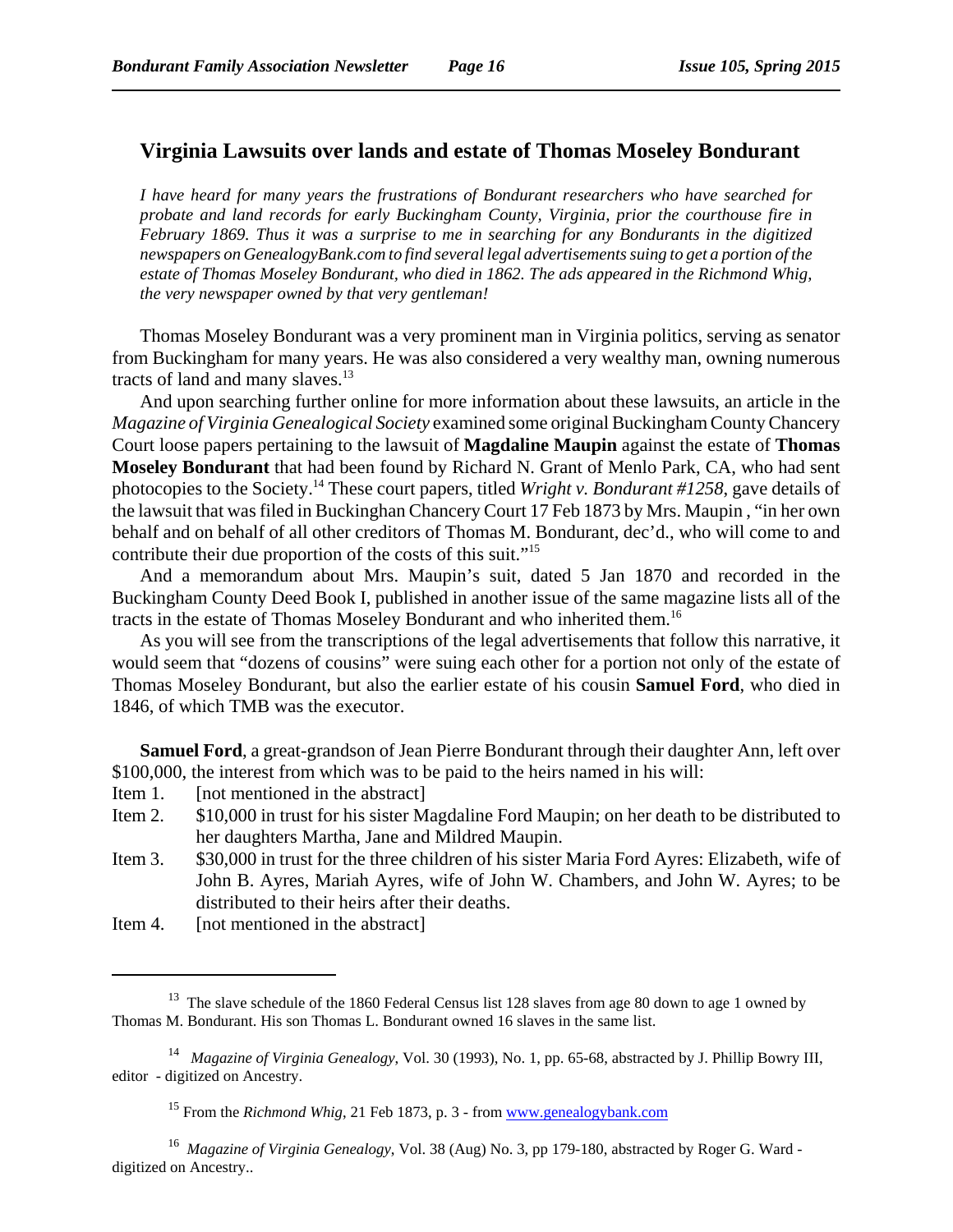## Virginia Lawsuits over lands and estate of Thomas Moseley Bondurant

*I have heard for many years the frustrations of Bondurant researchers who have searched for probate and land records for early Buckingham County, Virginia, prior the courthouse fire in February 1869. Thus it was a surprise to me in searching for any Bondurants in the digitized newspapers on GenealogyBank.com to find several legal advertisements suing to get a portion of the estate of Thomas Moseley Bondurant, who died in 1862. The ads appeared in the Richmond Whig, the very newspaper owned by that very gentleman!*

Thomas Moseley Bondurant was a very prominent man in Virginia politics, serving as senator from Buckingham for many years. He was also considered a very wealthy man, owning numerous tracts of land and many slaves.[13]

And upon searching further online for more information about these lawsuits, an article in the *Magazine of Virginia Genealogical Society* examined some original Buckingham County Chancery Court loose papers pertaining to the lawsuit of **Magdaline Maupin** against the estate of **Thomas Moseley Bondurant** that had been found by Richard N. Grant of Menlo Park, CA, who had sent photocopies to the Society.[14] These court papers, titled *Wright v. Bondurant #1258*, gave details of the lawsuit that was filed in Buckinghan Chancery Court 17 Feb 1873 by Mrs. Maupin , "in her own behalf and on behalf of all other creditors of Thomas M. Bondurant, dec'd., who will come to and contribute their due proportion of the costs of this suit."[15]

And a memorandum about Mrs. Maupin's suit, dated 5 Jan 1870 and recorded in the Buckingham County Deed Book I, published in another issue of the same magazine lists all of the tracts in the estate of Thomas Moseley Bondurant and who inherited them.[16]

As you will see from the transcriptions of the legal advertisements that follow this narrative, it would seem that "dozens of cousins" were suing each other for a portion not only of the estate of Thomas Moseley Bondurant, but also the earlier estate of his cousin **Samuel Ford**, who died in 1846, of which TMB was the executor.

**Samuel Ford**, a great-grandson of Jean Pierre Bondurant through their daughter Ann, left over $100,000, the interest from which was to be paid to the heirs named in his will:

Item 1. [not mentioned in the abstract]

Item 2. $10,000 in trust for his sister Magdaline Ford Maupin; on her death to be distributed to her daughters Martha, Jane and Mildred Maupin.

Item 3. $30,000 in trust for the three children of his sister Maria Ford Ayres: Elizabeth, wife of John B. Ayres, Mariah Ayres, wife of John W. Chambers, and John W. Ayres; to be distributed to their heirs after their deaths.

Item 4. [not mentioned in the abstract]

---

[13] The slave schedule of the 1860 Federal Census list 128 slaves from age 80 down to age 1 owned by Thomas M. Bondurant. His son Thomas L. Bondurant owned 16 slaves in the same list.

[14] *Magazine of Virginia Genealogy*, Vol. 30 (1993), No. 1, pp. 65-68, abstracted by J. Phillip Bowry III, editor - digitized on Ancestry.

[15] From the *Richmond Whig*, 21 Feb 1873, p. 3 - from www.genealogybank.com

[16] *Magazine of Virginia Genealogy*, Vol. 38 (Aug) No. 3, pp 179-180, abstracted by Roger G. Ward - digitized on Ancestry..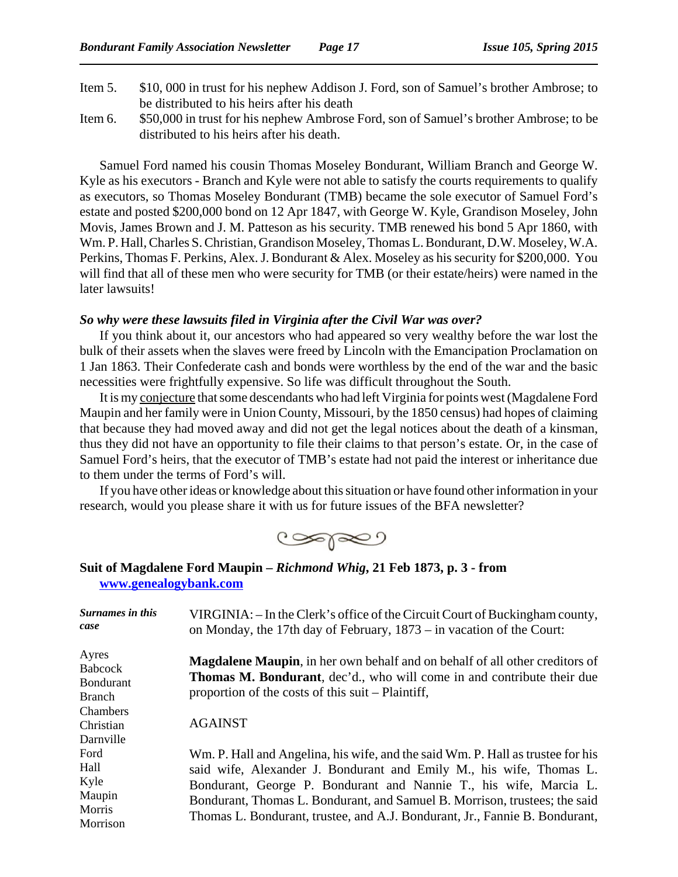Item 5. $10, 000 in trust for his nephew Addison J. Ford, son of Samuel's brother Ambrose; to be distributed to his heirs after his death

Item 6. $50,000 in trust for his nephew Ambrose Ford, son of Samuel's brother Ambrose; to be distributed to his heirs after his death.

Samuel Ford named his cousin Thomas Moseley Bondurant, William Branch and George W. Kyle as his executors - Branch and Kyle were not able to satisfy the courts requirements to qualify as executors, so Thomas Moseley Bondurant (TMB) became the sole executor of Samuel Ford's estate and posted $200,000 bond on 12 Apr 1847, with George W. Kyle, Grandison Moseley, John Movis, James Brown and J. M. Patteson as his security. TMB renewed his bond 5 Apr 1860, with Wm. P. Hall, Charles S. Christian, Grandison Moseley, Thomas L. Bondurant, D.W. Moseley, W.A. Perkins, Thomas F. Perkins, Alex. J. Bondurant & Alex. Moseley as his security for $200,000. You will find that all of these men who were security for TMB (or their estate/heirs) were named in the later lawsuits!

***So why were these lawsuits filed in Virginia after the Civil War was over?***

If you think about it, our ancestors who had appeared so very wealthy before the war lost the bulk of their assets when the slaves were freed by Lincoln with the Emancipation Proclamation on 1 Jan 1863. Their Confederate cash and bonds were worthless by the end of the war and the basic necessities were frightfully expensive. So life was difficult throughout the South.

It is my conjecture that some descendants who had left Virginia for points west (Magdalene Ford Maupin and her family were in Union County, Missouri, by the 1850 census) had hopes of claiming that because they had moved away and did not get the legal notices about the death of a kinsman, thus they did not have an opportunity to file their claims to that person's estate. Or, in the case of Samuel Ford's heirs, that the executor of TMB's estate had not paid the interest or inheritance due to them under the terms of Ford's will.

If you have other ideas or knowledge about this situation or have found other information in your research, would you please share it with us for future issues of the BFA newsletter?

### Suit of Magdalene Ford Maupin – *Richmond Whig*, 21 Feb 1873, p. 3 - from [www.genealogybank.com](www.genealogybank.com)

***Surnames in this case***

Ayres
Babcock
Bondurant
Branch
Chambers
Christian
Darnville
Ford
Hall
Kyle
Maupin
Morris
Morrison

VIRGINIA: – In the Clerk's office of the Circuit Court of Buckingham county, on Monday, the 17th day of February, 1873 – in vacation of the Court:

**Magdalene Maupin**, in her own behalf and on behalf of all other creditors of **Thomas M. Bondurant**, dec'd., who will come in and contribute their due proportion of the costs of this suit – Plaintiff,

AGAINST

Wm. P. Hall and Angelina, his wife, and the said Wm. P. Hall as trustee for his said wife, Alexander J. Bondurant and Emily M., his wife, Thomas L. Bondurant, George P. Bondurant and Nannie T., his wife, Marcia L. Bondurant, Thomas L. Bondurant, and Samuel B. Morrison, trustees; the said Thomas L. Bondurant, trustee, and A.J. Bondurant, Jr., Fannie B. Bondurant,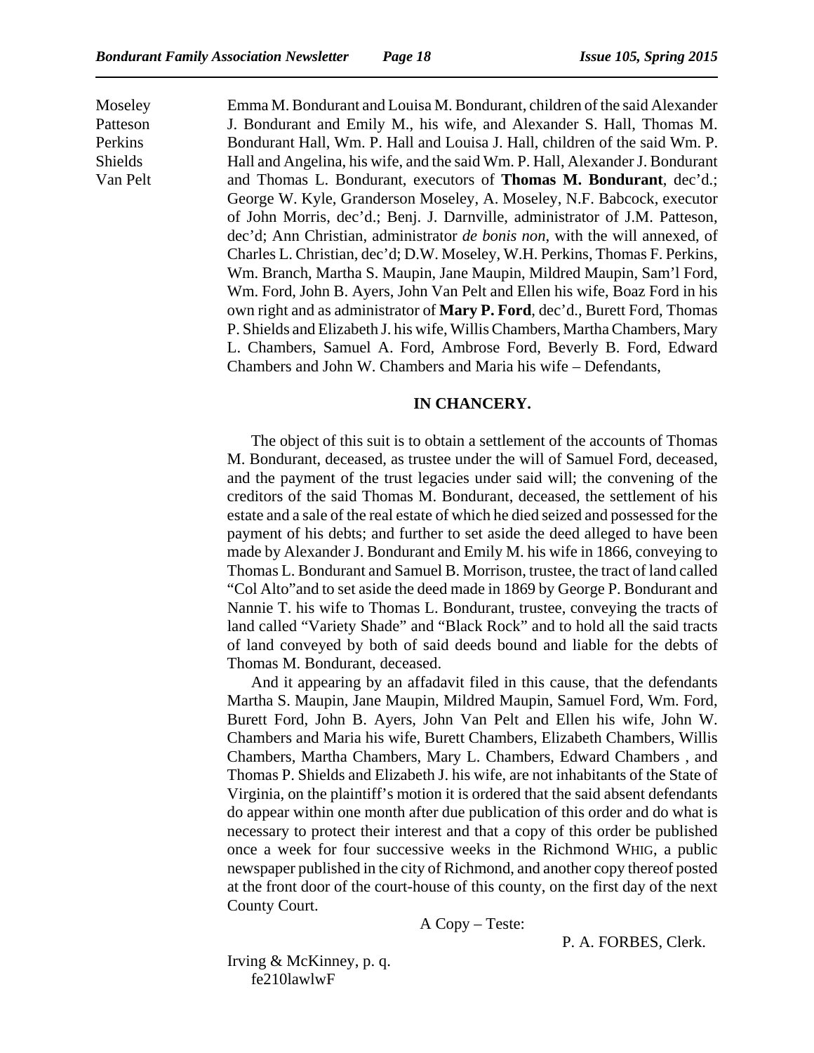Moseley
Patteson
Perkins
Shields
Van Pelt

Emma M. Bondurant and Louisa M. Bondurant, children of the said Alexander J. Bondurant and Emily M., his wife, and Alexander S. Hall, Thomas M. Bondurant Hall, Wm. P. Hall and Louisa J. Hall, children of the said Wm. P. Hall and Angelina, his wife, and the said Wm. P. Hall, Alexander J. Bondurant and Thomas L. Bondurant, executors of **Thomas M. Bondurant**, dec'd.; George W. Kyle, Granderson Moseley, A. Moseley, N.F. Babcock, executor of John Morris, dec'd.; Benj. J. Darnville, administrator of J.M. Patteson, dec'd; Ann Christian, administrator *de bonis non*, with the will annexed, of Charles L. Christian, dec'd; D.W. Moseley, W.H. Perkins, Thomas F. Perkins, Wm. Branch, Martha S. Maupin, Jane Maupin, Mildred Maupin, Sam'l Ford, Wm. Ford, John B. Ayers, John Van Pelt and Ellen his wife, Boaz Ford in his own right and as administrator of **Mary P. Ford**, dec'd., Burett Ford, Thomas P. Shields and Elizabeth J. his wife, Willis Chambers, Martha Chambers, Mary L. Chambers, Samuel A. Ford, Ambrose Ford, Beverly B. Ford, Edward Chambers and John W. Chambers and Maria his wife – Defendants,

**IN CHANCERY.**

The object of this suit is to obtain a settlement of the accounts of Thomas M. Bondurant, deceased, as trustee under the will of Samuel Ford, deceased, and the payment of the trust legacies under said will; the convening of the creditors of the said Thomas M. Bondurant, deceased, the settlement of his estate and a sale of the real estate of which he died seized and possessed for the payment of his debts; and further to set aside the deed alleged to have been made by Alexander J. Bondurant and Emily M. his wife in 1866, conveying to Thomas L. Bondurant and Samuel B. Morrison, trustee, the tract of land called "Col Alto"and to set aside the deed made in 1869 by George P. Bondurant and Nannie T. his wife to Thomas L. Bondurant, trustee, conveying the tracts of land called "Variety Shade" and "Black Rock" and to hold all the said tracts of land conveyed by both of said deeds bound and liable for the debts of Thomas M. Bondurant, deceased.

And it appearing by an affadavit filed in this cause, that the defendants Martha S. Maupin, Jane Maupin, Mildred Maupin, Samuel Ford, Wm. Ford, Burett Ford, John B. Ayers, John Van Pelt and Ellen his wife, John W. Chambers and Maria his wife, Burett Chambers, Elizabeth Chambers, Willis Chambers, Martha Chambers, Mary L. Chambers, Edward Chambers , and Thomas P. Shields and Elizabeth J. his wife, are not inhabitants of the State of Virginia, on the plaintiff's motion it is ordered that the said absent defendants do appear within one month after due publication of this order and do what is necessary to protect their interest and that a copy of this order be published once a week for four successive weeks in the Richmond WHIG, a public newspaper published in the city of Richmond, and another copy thereof posted at the front door of the court-house of this county, on the first day of the next County Court.

A Copy – Teste:

P. A. FORBES, Clerk.

Irving & McKinney, p. q.
fe210lawlwF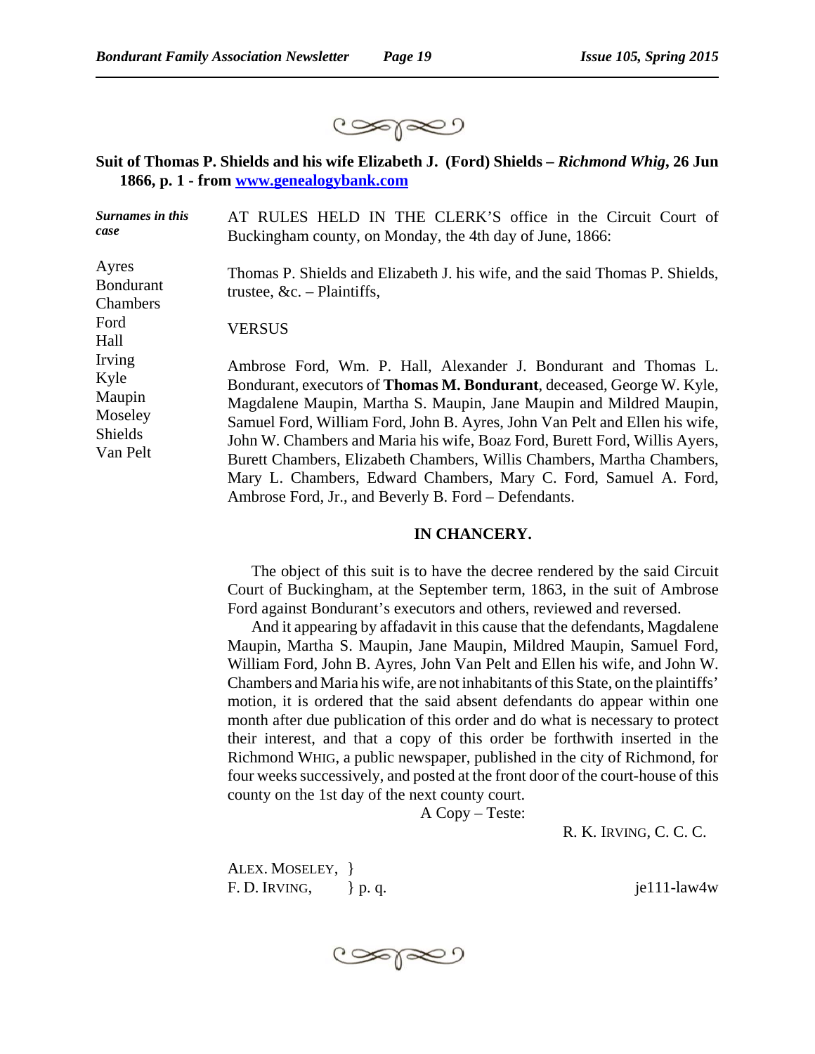**Suit of Thomas P. Shields and his wife Elizabeth J. (Ford) Shields – *Richmond Whig*, 26 Jun 1866, p. 1 - from [www.genealogybank.com](http://www.genealogybank.com)**

***Surnames in this case***

Ayres
Bondurant
Chambers
Ford
Hall
Irving
Kyle
Maupin
Moseley
Shields
Van Pelt

AT RULES HELD IN THE CLERK'S office in the Circuit Court of Buckingham county, on Monday, the 4th day of June, 1866:

Thomas P. Shields and Elizabeth J. his wife, and the said Thomas P. Shields, trustee, &c. – Plaintiffs,

VERSUS

Ambrose Ford, Wm. P. Hall, Alexander J. Bondurant and Thomas L. Bondurant, executors of **Thomas M. Bondurant**, deceased, George W. Kyle, Magdalene Maupin, Martha S. Maupin, Jane Maupin and Mildred Maupin, Samuel Ford, William Ford, John B. Ayres, John Van Pelt and Ellen his wife, John W. Chambers and Maria his wife, Boaz Ford, Burett Ford, Willis Ayers, Burett Chambers, Elizabeth Chambers, Willis Chambers, Martha Chambers, Mary L. Chambers, Edward Chambers, Mary C. Ford, Samuel A. Ford, Ambrose Ford, Jr., and Beverly B. Ford – Defendants.

**IN CHANCERY.**

The object of this suit is to have the decree rendered by the said Circuit Court of Buckingham, at the September term, 1863, in the suit of Ambrose Ford against Bondurant's executors and others, reviewed and reversed.

And it appearing by affadavit in this cause that the defendants, Magdalene Maupin, Martha S. Maupin, Jane Maupin, Mildred Maupin, Samuel Ford, William Ford, John B. Ayres, John Van Pelt and Ellen his wife, and John W. Chambers and Maria his wife, are not inhabitants of this State, on the plaintiffs' motion, it is ordered that the said absent defendants do appear within one month after due publication of this order and do what is necessary to protect their interest, and that a copy of this order be forthwith inserted in the Richmond WHIG, a public newspaper, published in the city of Richmond, for four weeks successively, and posted at the front door of the court-house of this county on the 1st day of the next county court.

A Copy – Teste:

R. K. IRVING, C. C. C.

ALEX. MOSELEY, }
F. D. IRVING, } p. q.

je111-law4w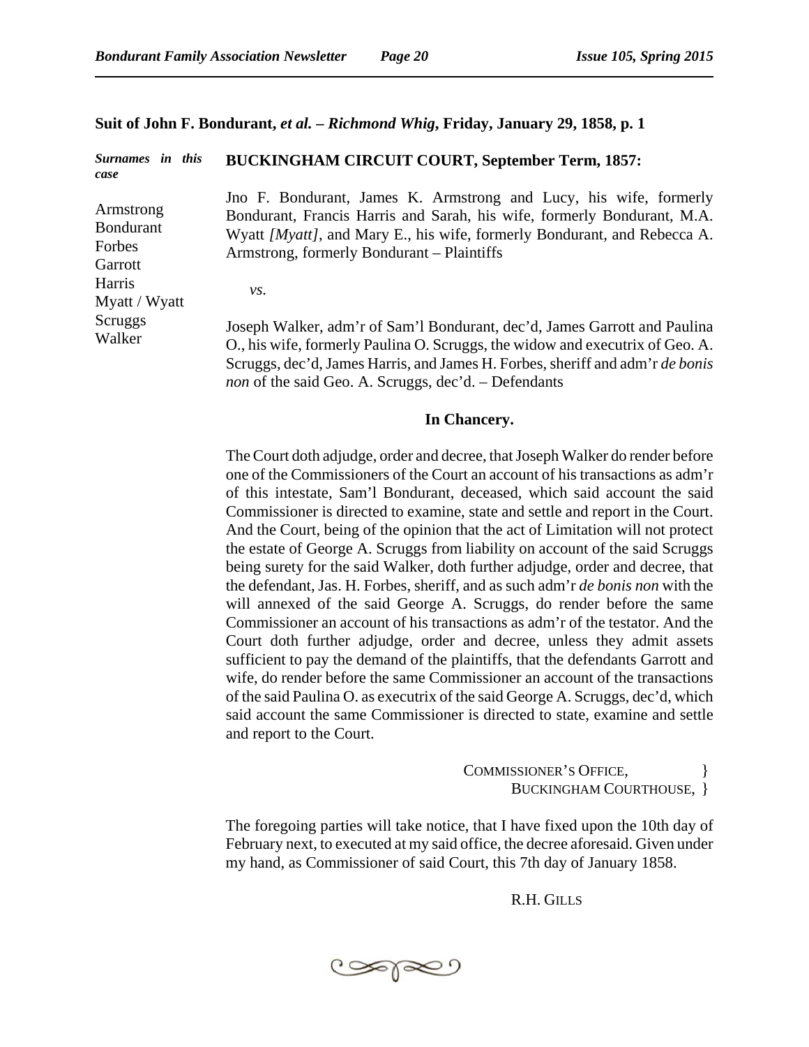**Suit of John F. Bondurant, *et al.* – *Richmond Whig*, Friday, January 29, 1858, p. 1**

***Surnames in this case***

Armstrong
Bondurant
Forbes
Garrott
Harris
Myatt / Wyatt
Scruggs
Walker

**BUCKINGHAM CIRCUIT COURT, September Term, 1857:**

Jno F. Bondurant, James K. Armstrong and Lucy, his wife, formerly Bondurant, Francis Harris and Sarah, his wife, formerly Bondurant, M.A. Wyatt *[Myatt]*, and Mary E., his wife, formerly Bondurant, and Rebecca A. Armstrong, formerly Bondurant – Plaintiffs

*vs.*

Joseph Walker, adm'r of Sam'l Bondurant, dec'd, James Garrott and Paulina O., his wife, formerly Paulina O. Scruggs, the widow and executrix of Geo. A. Scruggs, dec'd, James Harris, and James H. Forbes, sheriff and adm'r *de bonis non* of the said Geo. A. Scruggs, dec'd. – Defendants

**In Chancery.**

The Court doth adjudge, order and decree, that Joseph Walker do render before one of the Commissioners of the Court an account of his transactions as adm'r of this intestate, Sam'l Bondurant, deceased, which said account the said Commissioner is directed to examine, state and settle and report in the Court. And the Court, being of the opinion that the act of Limitation will not protect the estate of George A. Scruggs from liability on account of the said Scruggs being surety for the said Walker, doth further adjudge, order and decree, that the defendant, Jas. H. Forbes, sheriff, and as such adm'r *de bonis non* with the will annexed of the said George A. Scruggs, do render before the same Commissioner an account of his transactions as adm'r of the testator. And the Court doth further adjudge, order and decree, unless they admit assets sufficient to pay the demand of the plaintiffs, that the defendants Garrott and wife, do render before the same Commissioner an account of the transactions of the said Paulina O. as executrix of the said George A. Scruggs, dec'd, which said account the same Commissioner is directed to state, examine and settle and report to the Court.

COMMISSIONER'S OFFICE, }
BUCKINGHAM COURTHOUSE, }

The foregoing parties will take notice, that I have fixed upon the 10th day of February next, to executed at my said office, the decree aforesaid. Given under my hand, as Commissioner of said Court, this 7th day of January 1858.

R.H. GILLS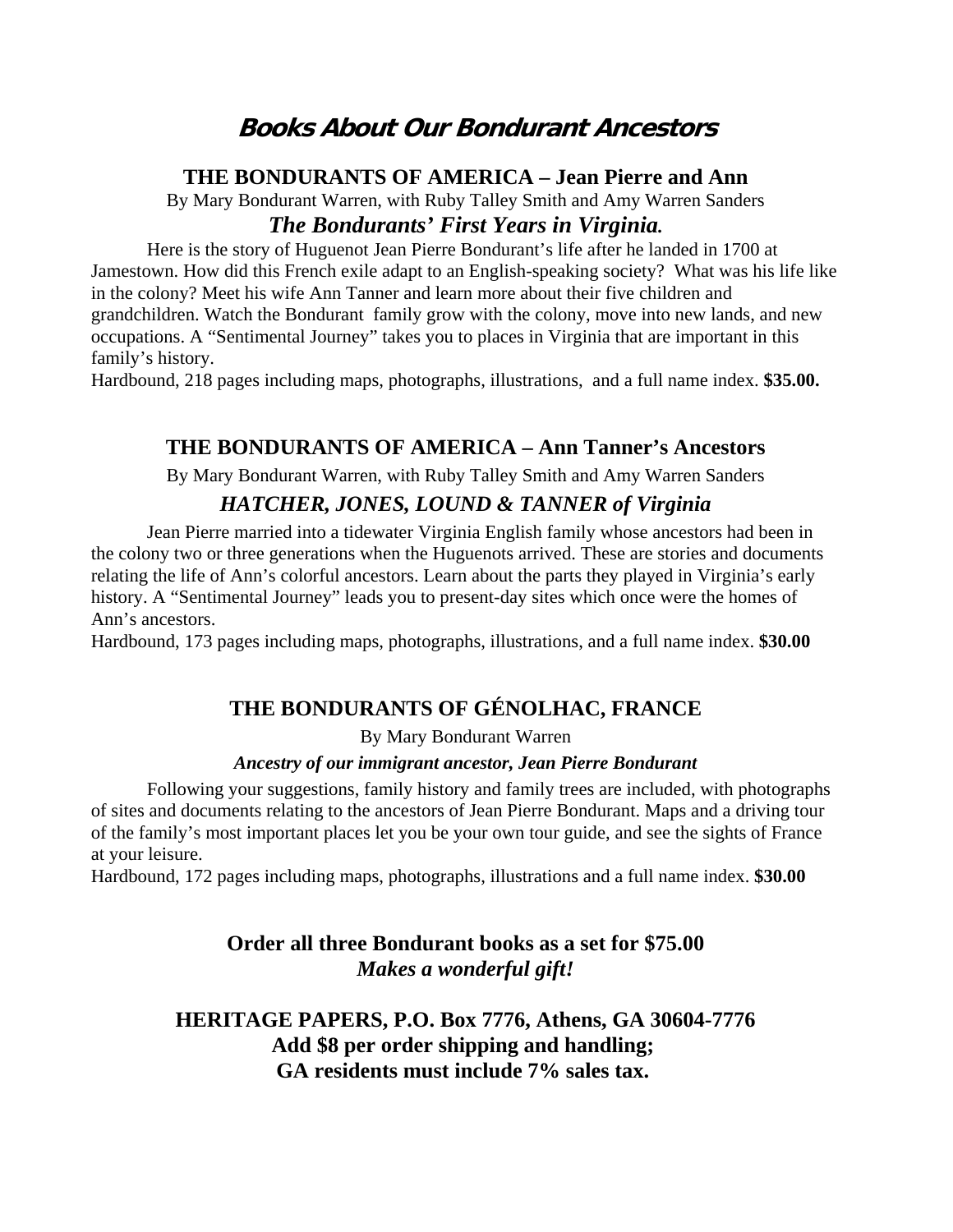# Books About Our Bondurant Ancestors

## THE BONDURANTS OF AMERICA – Jean Pierre and Ann

By Mary Bondurant Warren, with Ruby Talley Smith and Amy Warren Sanders

### *The Bondurants' First Years in Virginia.*

Here is the story of Huguenot Jean Pierre Bondurant's life after he landed in 1700 at Jamestown. How did this French exile adapt to an English-speaking society? What was his life like in the colony? Meet his wife Ann Tanner and learn more about their five children and grandchildren. Watch the Bondurant family grow with the colony, move into new lands, and new occupations. A "Sentimental Journey" takes you to places in Virginia that are important in this family's history.

Hardbound, 218 pages including maps, photographs, illustrations, and a full name index. **$35.00.**

## THE BONDURANTS OF AMERICA – Ann Tanner's Ancestors

By Mary Bondurant Warren, with Ruby Talley Smith and Amy Warren Sanders

### *HATCHER, JONES, LOUND & TANNER of Virginia*

Jean Pierre married into a tidewater Virginia English family whose ancestors had been in the colony two or three generations when the Huguenots arrived. These are stories and documents relating the life of Ann's colorful ancestors. Learn about the parts they played in Virginia's early history. A "Sentimental Journey" leads you to present-day sites which once were the homes of Ann's ancestors.

Hardbound, 173 pages including maps, photographs, illustrations, and a full name index. **$30.00**

## THE BONDURANTS OF GÉNOLHAC, FRANCE

By Mary Bondurant Warren

***Ancestry of our immigrant ancestor, Jean Pierre Bondurant***

Following your suggestions, family history and family trees are included, with photographs of sites and documents relating to the ancestors of Jean Pierre Bondurant. Maps and a driving tour of the family's most important places let you be your own tour guide, and see the sights of France at your leisure.

Hardbound, 172 pages including maps, photographs, illustrations and a full name index. **$30.00**

**Order all three Bondurant books as a set for $75.00**
***Makes a wonderful gift!***

**HERITAGE PAPERS, P.O. Box 7776, Athens, GA 30604-7776**
**Add $8 per order shipping and handling;**
**GA residents must include 7% sales tax.**